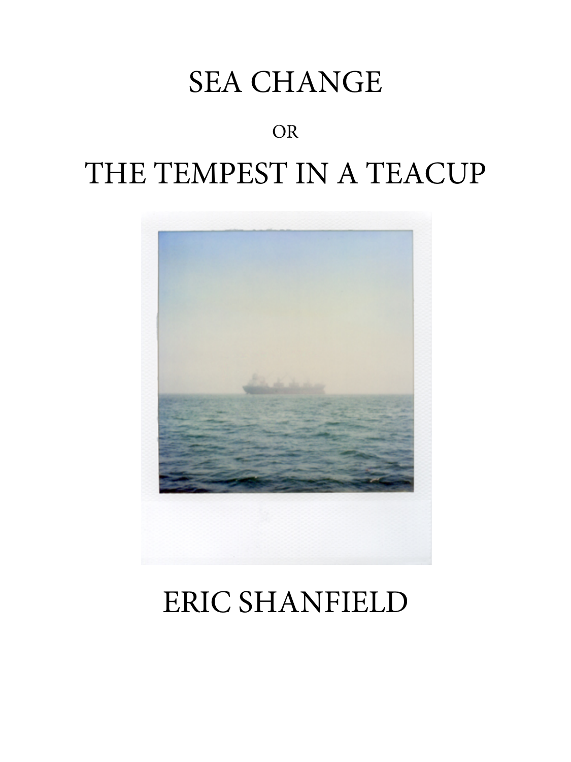# SEA CHANGE

OR

# THE TEMPEST IN A TEACUP

ERIC SHANFIELD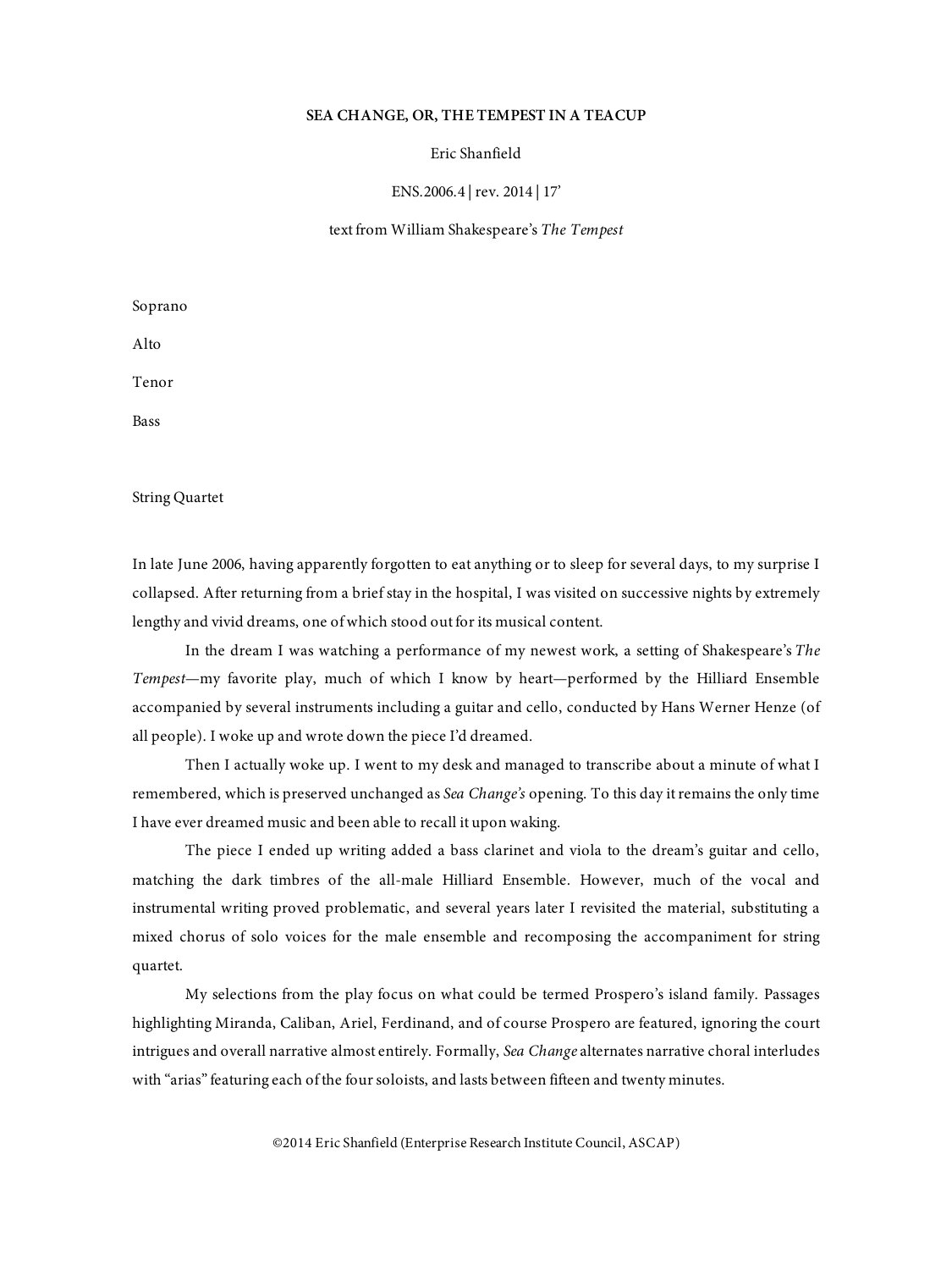**SEA CHANGE, OR, THE TEMPEST IN A TEACUP**

Eric Shanfield

ENS.2006.4 | rev. 2014 | 17'

text from William Shakespeare's *The Tempest*

Soprano

Alto

Tenor

Bass

String Quartet

In late June 2006, having apparently forgotten to eat anything or to sleep for several days, to my surprise I collapsed. After returning from a brief stay in the hospital, I was visited on successive nights by extremely lengthy and vivid dreams, one of which stood out for its musical content.

In the dream I was watching a performance of my newest work, a setting of Shakespeare's *The Tempest*—my favorite play, much of which I know by heart—performed by the Hilliard Ensemble accompanied by several instruments including a guitar and cello, conducted by Hans Werner Henze (of all people). I woke up and wrote down the piece I'd dreamed.

Then I actually woke up. I went to my desk and managed to transcribe about a minute of what I remembered, which is preserved unchanged as *Sea Change's* opening. To this day it remains the only time I have ever dreamed music and been able to recall it upon waking.

The piece I ended up writing added a bass clarinet and viola to the dream's guitar and cello, matching the dark timbres of the all-male Hilliard Ensemble. However, much of the vocal and instrumental writing proved problematic, and several years later I revisited the material, substituting a mixed chorus of solo voices for the male ensemble and recomposing the accompaniment for string quartet.

My selections from the play focus on what could be termed Prospero's island family. Passages highlighting Miranda, Caliban, Ariel, Ferdinand, and of course Prospero are featured, ignoring the court intrigues and overall narrative almost entirely. Formally, *Sea Change* alternates narrative choral interludes with "arias" featuring each of the four soloists, and lasts between fifteen and twenty minutes.

©2014 Eric Shanfield (Enterprise Research Institute Council, ASCAP)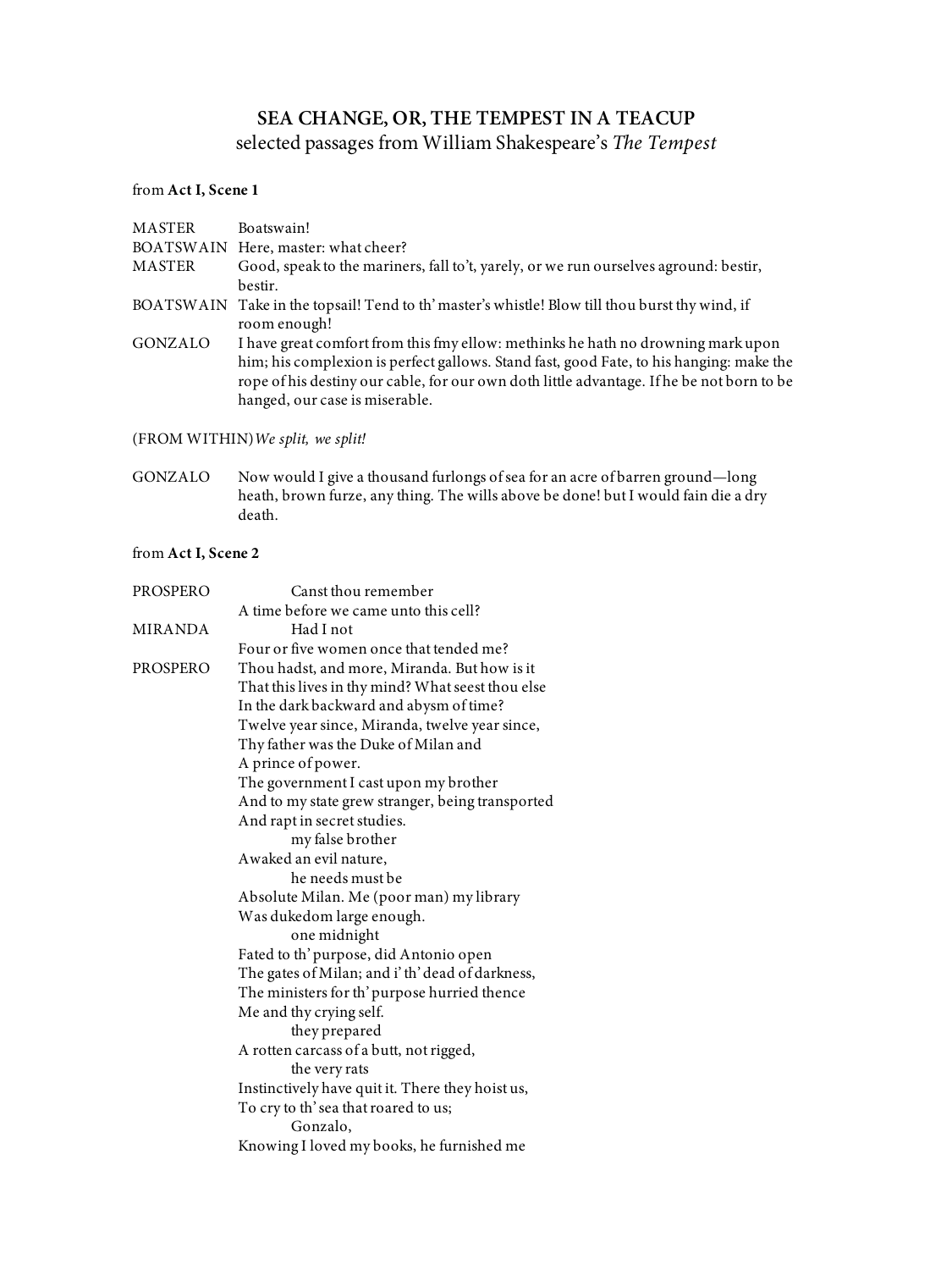**SEA CHANGE, OR, THE TEMPEST IN A TEACUP**
selected passages from William Shakespeare's *The Tempest*

from **Act I, Scene 1**

| | |
|---|---|
| MASTER | Boatswain! |
| BOATSWAIN | Here, master: what cheer? |
| MASTER | Good, speak to the mariners, fall to't, yarely, or we run ourselves aground: bestir, bestir. |
| BOATSWAIN | Take in the topsail! Tend to th' master's whistle! Blow till thou burst thy wind, if room enough! |
| GONZALO | I have great comfort from this fmy ellow: methinks he hath no drowning mark upon him; his complexion is perfect gallows. Stand fast, good Fate, to his hanging: make the rope of his destiny our cable, for our own doth little advantage. If he be not born to be hanged, our case is miserable. |

(FROM WITHIN) *We split, we split!*

| | |
|---|---|
| GONZALO | Now would I give a thousand furlongs of sea for an acre of barren ground—long heath, brown furze, any thing. The wills above be done! but I would fain die a dry death. |

from **Act I, Scene 2**

PROSPERO
  Canst thou remember
A time before we came unto this cell?

MIRANDA
  Had I not
Four or five women once that tended me?

PROSPERO
Thou hadst, and more, Miranda. But how is it
That this lives in thy mind? What seest thou else
In the dark backward and abysm of time?
Twelve year since, Miranda, twelve year since,
Thy father was the Duke of Milan and
A prince of power.
The government I cast upon my brother
And to my state grew stranger, being transported
And rapt in secret studies.
  my false brother
Awaked an evil nature,
  he needs must be
Absolute Milan. Me (poor man) my library
Was dukedom large enough.
  one midnight
Fated to th' purpose, did Antonio open
The gates of Milan; and i' th' dead of darkness,
The ministers for th' purpose hurried thence
Me and thy crying self.
  they prepared
A rotten carcass of a butt, not rigged,
  the very rats
Instinctively have quit it. There they hoist us,
To cry to th' sea that roared to us;
  Gonzalo,
Knowing I loved my books, he furnished me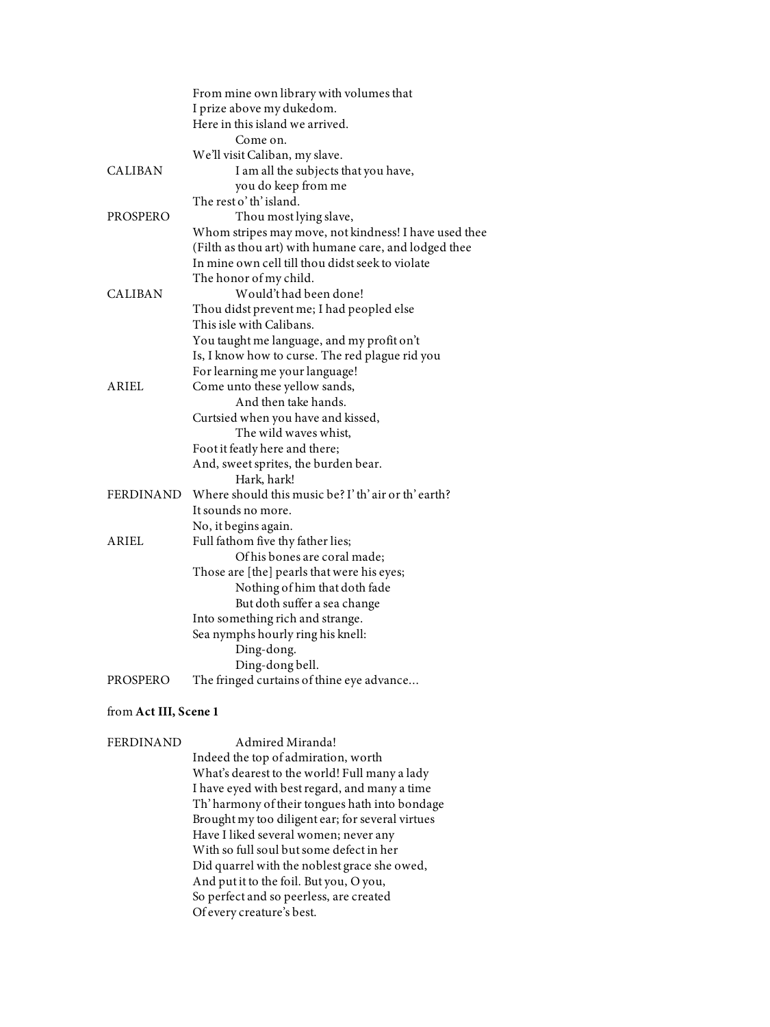From mine own library with volumes that
I prize above my dukedom.
Here in this island we arrived.
        Come on.
We'll visit Caliban, my slave.

CALIBAN        I am all the subjects that you have,
        you do keep from me
The rest o' th' island.

PROSPERO        Thou most lying slave,
Whom stripes may move, not kindness! I have used thee
(Filth as thou art) with humane care, and lodged thee
In mine own cell till thou didst seek to violate
The honor of my child.

CALIBAN        Would't had been done!
Thou didst prevent me; I had peopled else
This isle with Calibans.
You taught me language, and my profit on't
Is, I know how to curse. The red plague rid you
For learning me your language!

ARIEL        Come unto these yellow sands,
        And then take hands.
Curtsied when you have and kissed,
        The wild waves whist,
Foot it featly here and there;
And, sweet sprites, the burden bear.
        Hark, hark!

FERDINAND        Where should this music be? I' th' air or th' earth?
It sounds no more.
No, it begins again.

ARIEL        Full fathom five thy father lies;
        Of his bones are coral made;
Those are [the] pearls that were his eyes;
        Nothing of him that doth fade
        But doth suffer a sea change
Into something rich and strange.
Sea nymphs hourly ring his knell:
        Ding-dong.
        Ding-dong bell.

PROSPERO        The fringed curtains of thine eye advance...

from **Act III, Scene 1**

FERDINAND        Admired Miranda!
Indeed the top of admiration, worth
What's dearest to the world! Full many a lady
I have eyed with best regard, and many a time
Th' harmony of their tongues hath into bondage
Brought my too diligent ear; for several virtues
Have I liked several women; never any
With so full soul but some defect in her
Did quarrel with the noblest grace she owed,
And put it to the foil. But you, O you,
So perfect and so peerless, are created
Of every creature's best.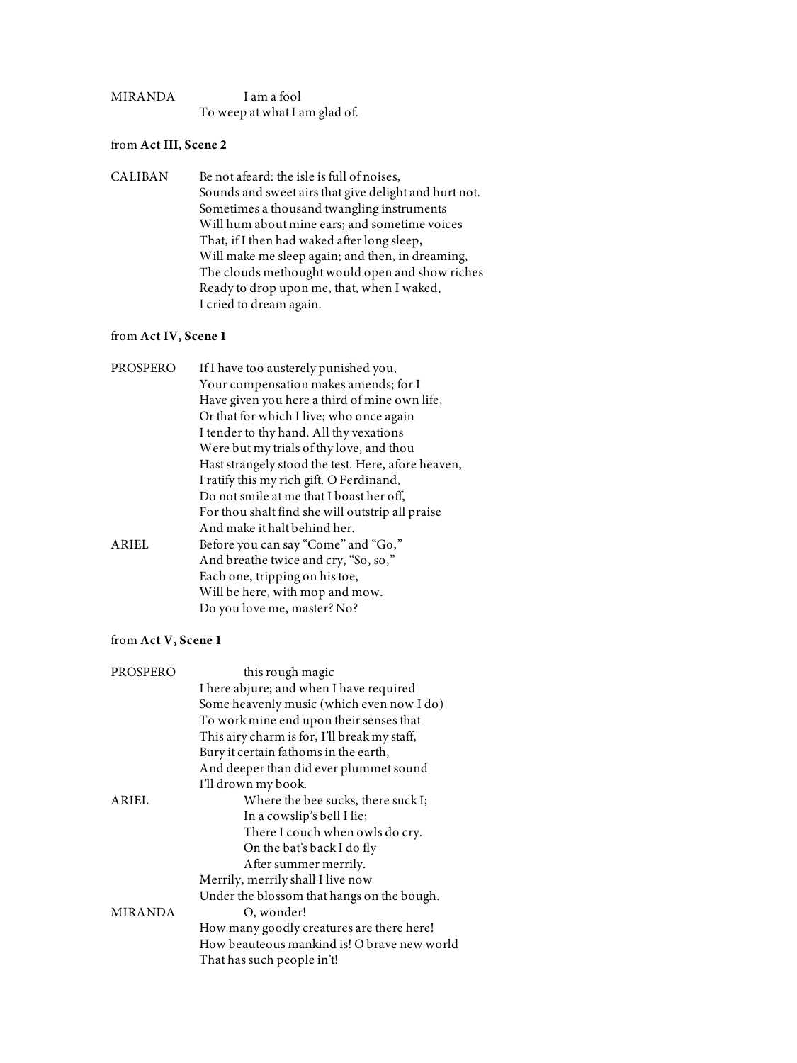MIRANDA I am a fool
To weep at what I am glad of.

from **Act III, Scene 2**

CALIBAN Be not afeard: the isle is full of noises,
Sounds and sweet airs that give delight and hurt not.
Sometimes a thousand twangling instruments
Will hum about mine ears; and sometime voices
That, if I then had waked after long sleep,
Will make me sleep again; and then, in dreaming,
The clouds methought would open and show riches
Ready to drop upon me, that, when I waked,
I cried to dream again.

from **Act IV, Scene 1**

PROSPERO If I have too austerely punished you,
Your compensation makes amends; for I
Have given you here a third of mine own life,
Or that for which I live; who once again
I tender to thy hand. All thy vexations
Were but my trials of thy love, and thou
Hast strangely stood the test. Here, afore heaven,
I ratify this my rich gift. O Ferdinand,
Do not smile at me that I boast her off,
For thou shalt find she will outstrip all praise
And make it halt behind her.

ARIEL Before you can say "Come" and "Go,"
And breathe twice and cry, "So, so,"
Each one, tripping on his toe,
Will be here, with mop and mow.
Do you love me, master? No?

from **Act V, Scene 1**

PROSPERO this rough magic
I here abjure; and when I have required
Some heavenly music (which even now I do)
To work mine end upon their senses that
This airy charm is for, I'll break my staff,
Bury it certain fathoms in the earth,
And deeper than did ever plummet sound
I'll drown my book.

ARIEL Where the bee sucks, there suck I;
In a cowslip's bell I lie;
There I couch when owls do cry.
On the bat's back I do fly
After summer merrily.
Merrily, merrily shall I live now
Under the blossom that hangs on the bough.

MIRANDA O, wonder!
How many goodly creatures are there here!
How beauteous mankind is! O brave new world
That has such people in't!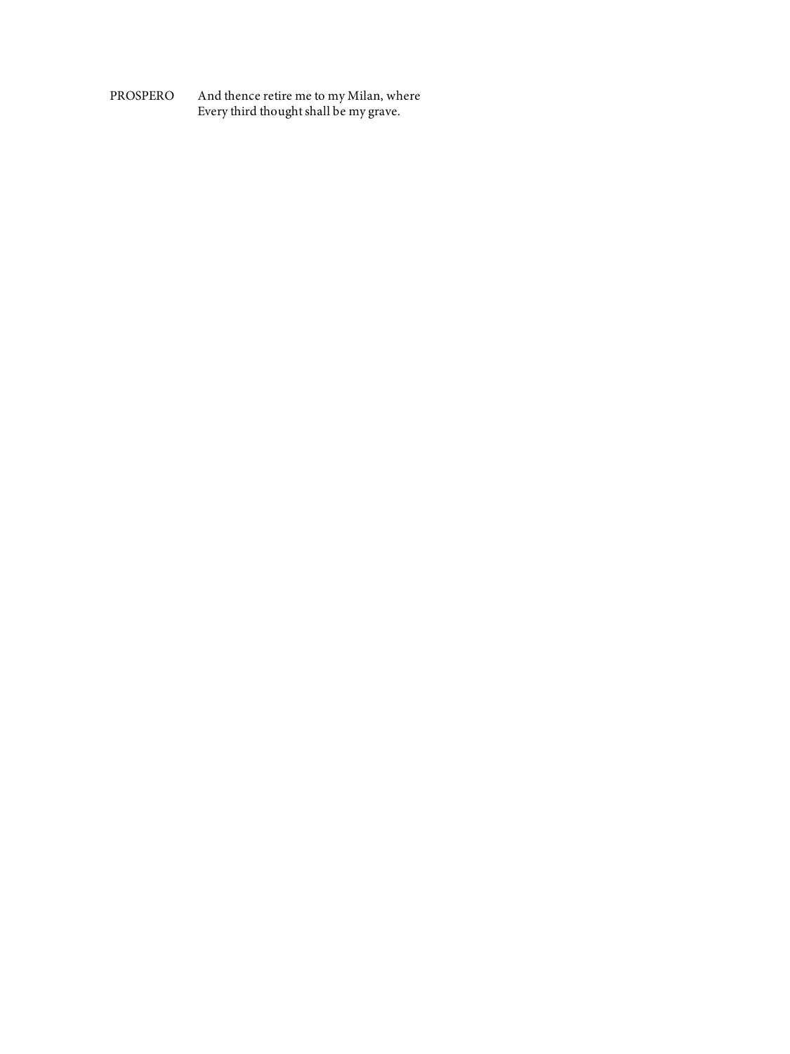PROSPERO And thence retire me to my Milan, where
Every third thought shall be my grave.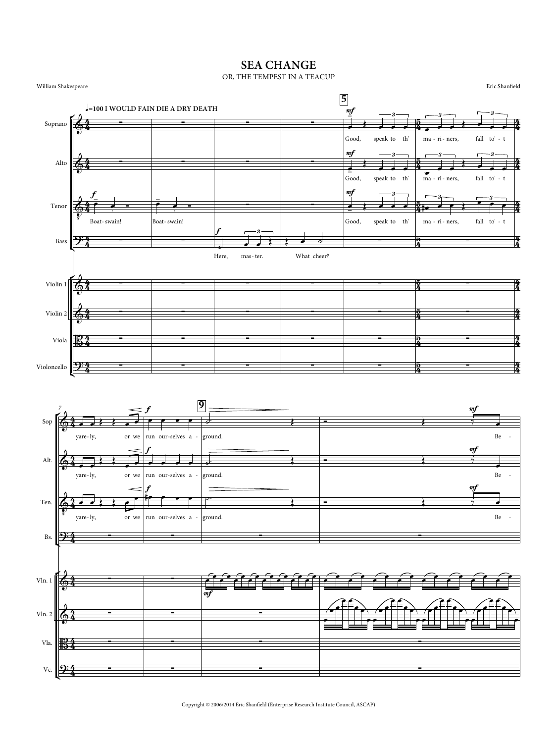# SEA CHANGE

OR, THE TEMPEST IN A TEACUP

William Shakespeare

Eric Shanfield

Copyright © 2006/2014 Eric Shanfield (Enterprise Research Institute Council, ASCAP)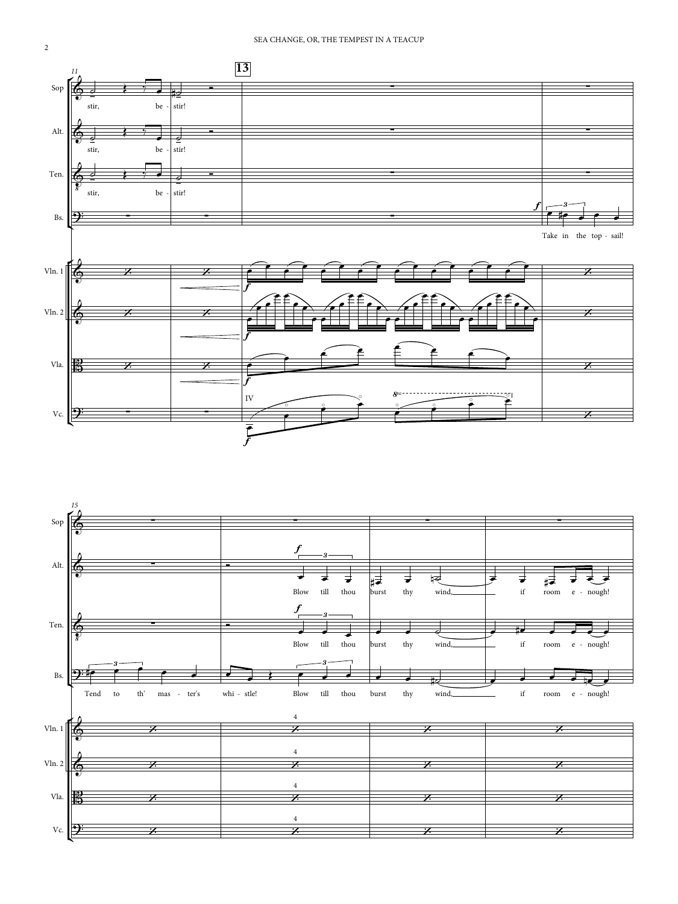**13**

Sop: stir, be - stir!

Alt.: stir, be - stir! — Blow till thou burst thy wind, if room e - nough!

Ten.: stir, be - stir! — Blow till thou burst thy wind, if room e - nough!

Bs.: Take in the top - sail! Tend to th' mas - ter's whi - stle! Blow till thou burst thy wind, if room e - nough!

Vln. 1

Vln. 2

Vla.

Vc. — IV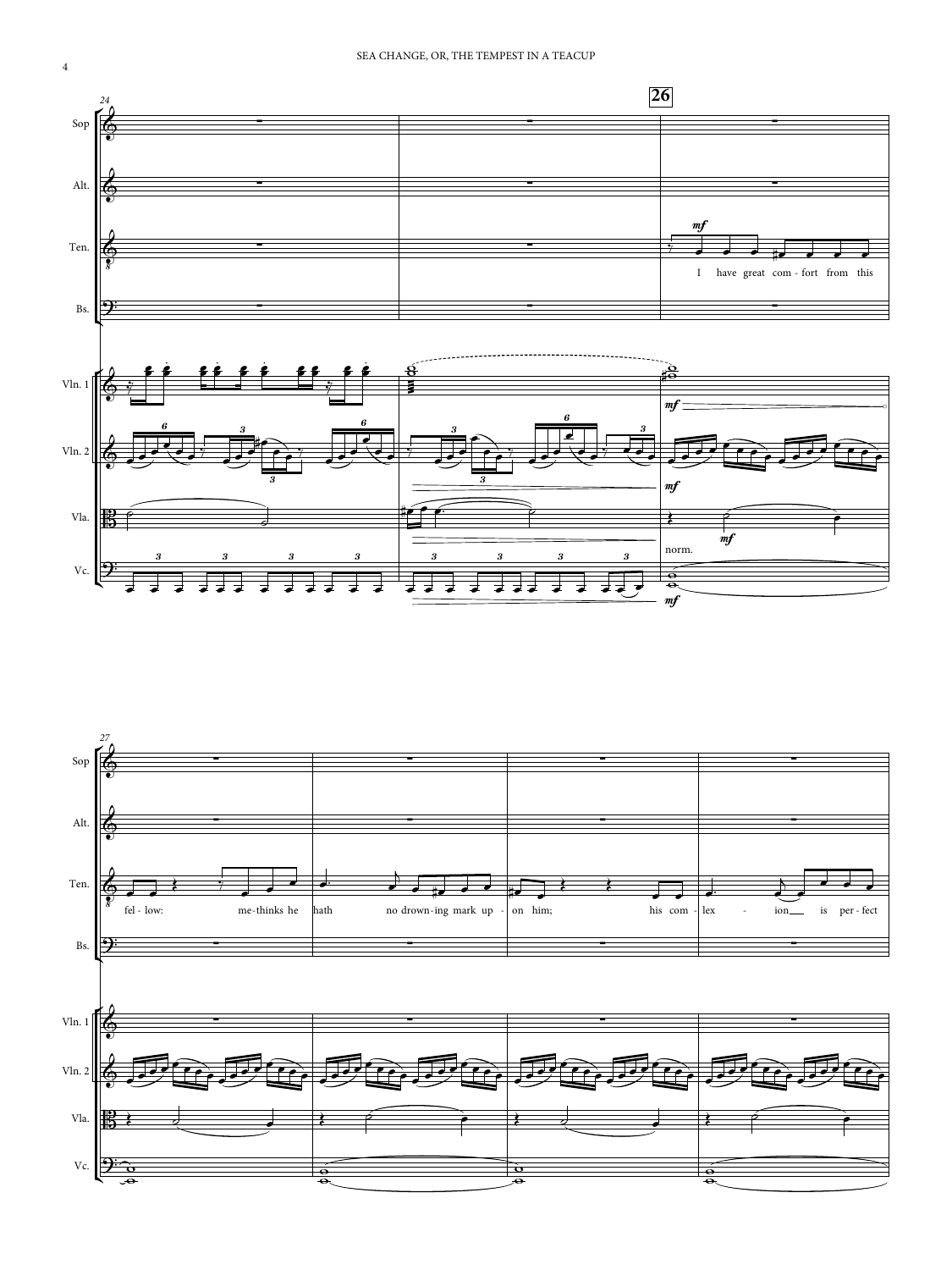I have great com - fort from this

fel - low: me-thinks he hath no drown-ing mark up - on him; his com - lex - ion is per - fect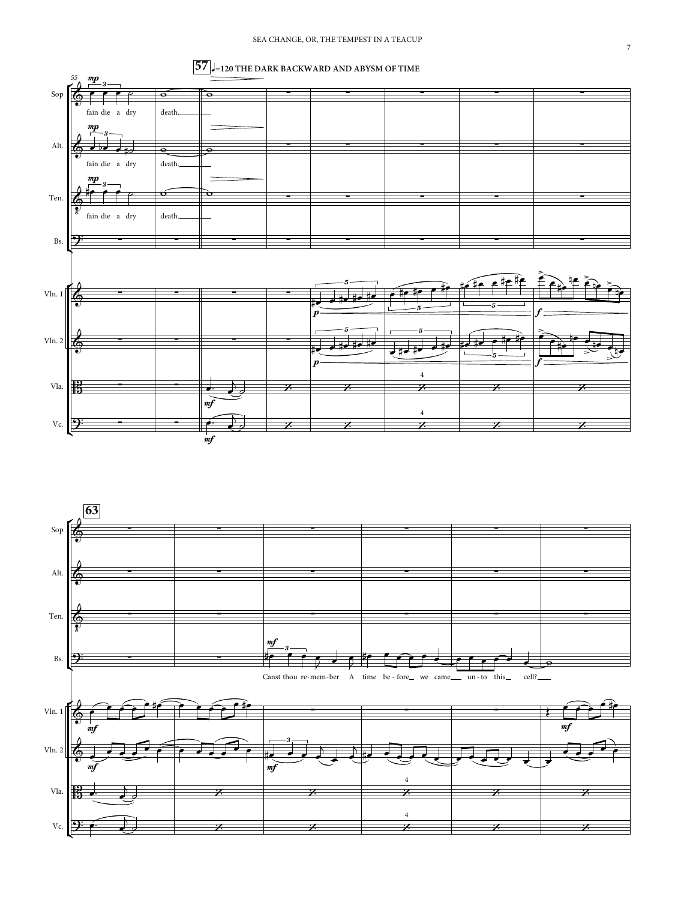57 ♩=120 THE DARK BACKWARD AND ABYSM OF TIME

Sop: fain die a dry death.

Alt.: fain die a dry death.

Ten.: fain die a dry death.

63

Bs.: Canst thou re-mem-ber A time be-fore we came un-to this cell?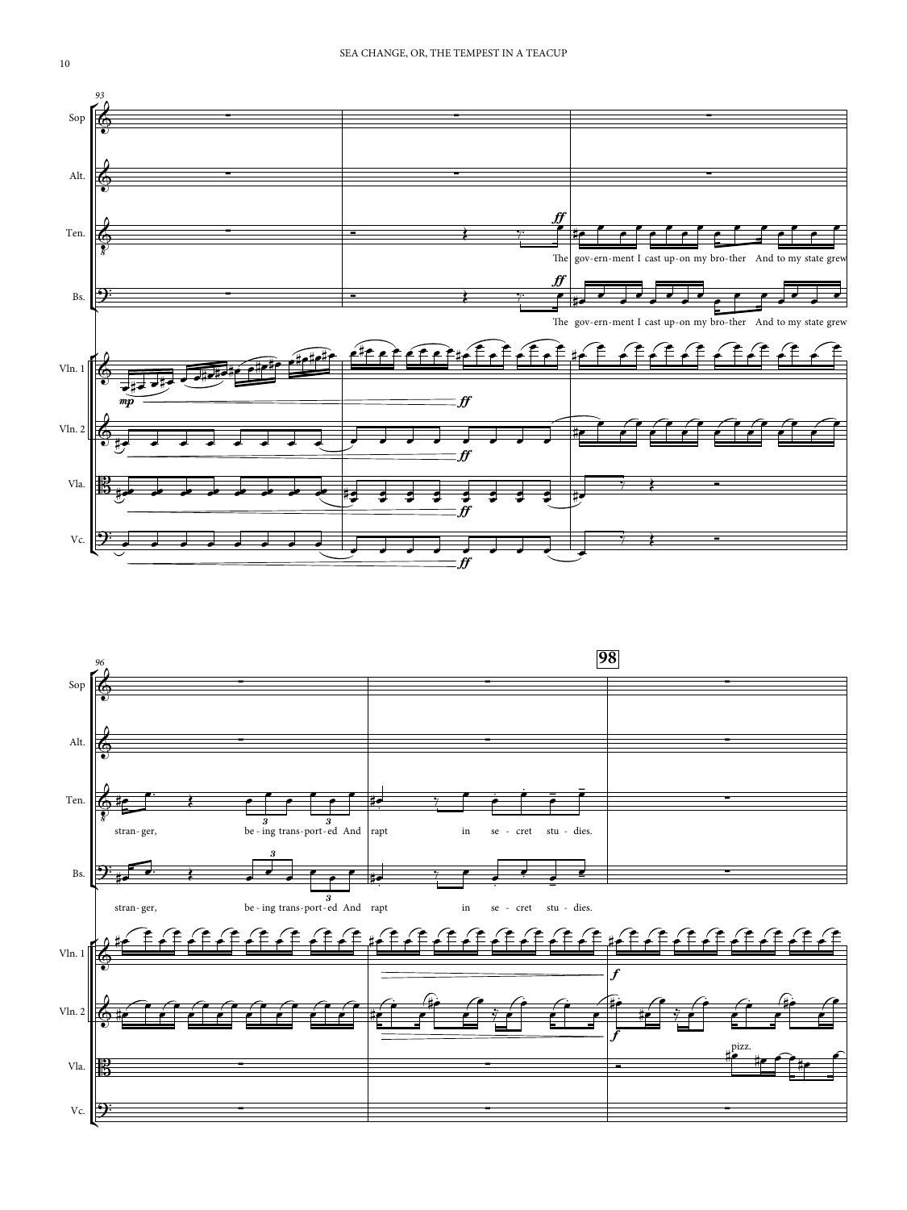Sop

Alt.

Ten.

Bs.

Vln. 1

Vln. 2

Vla.

Vc.

The gov-ern-ment I cast up-on my bro-ther And to my state grew

The gov-ern-ment I cast up-on my bro-ther And to my state grew

strang-ger, be-ing trans-port-ed And rapt in se-cret stu-dies.

strang-ger, be-ing trans-port-ed And rapt in se-cret stu-dies.

**98**

pizz.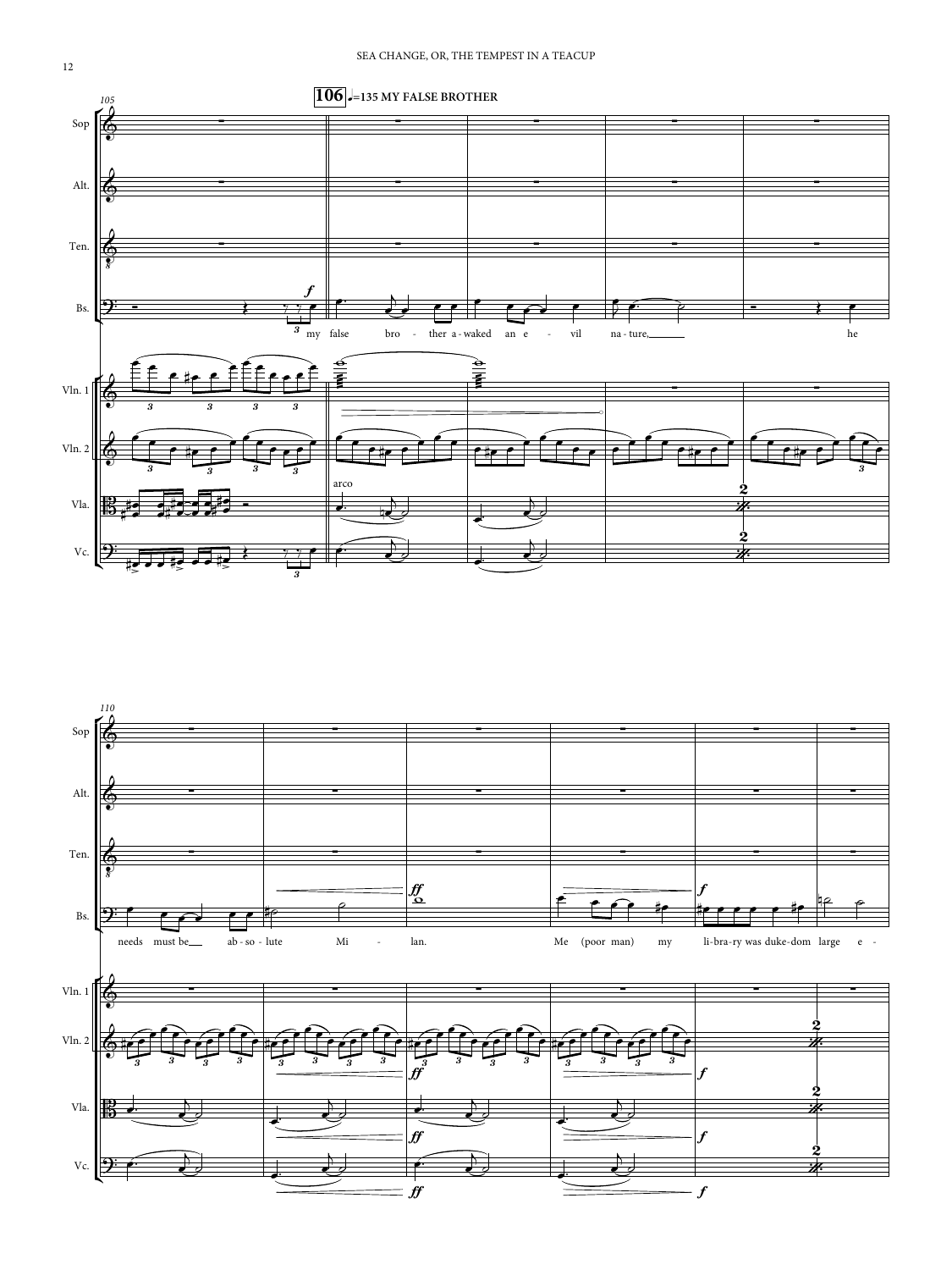**106** ♩.=135 MY FALSE BROTHER

my false bro - ther a - waked an e - vil na - ture, he

needs must be ab - so - lute Mi - lan.

Me (poor man) my li - bra - ry was duke - dom large e -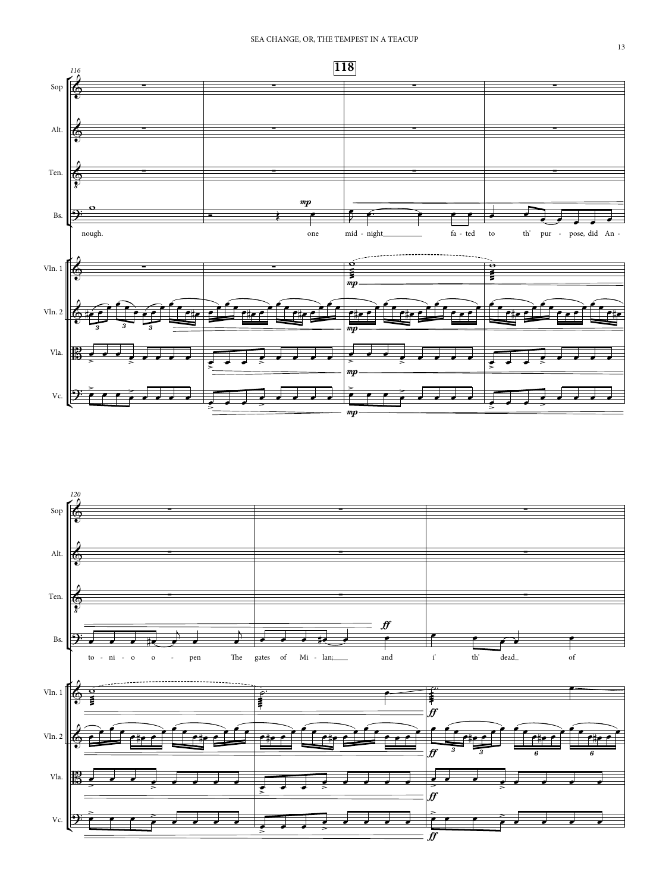nough. one mid - night fa - ted to th' pur - pose, did An - to - ni - o o - pen The gates of Mi - lan; and i' th' dead of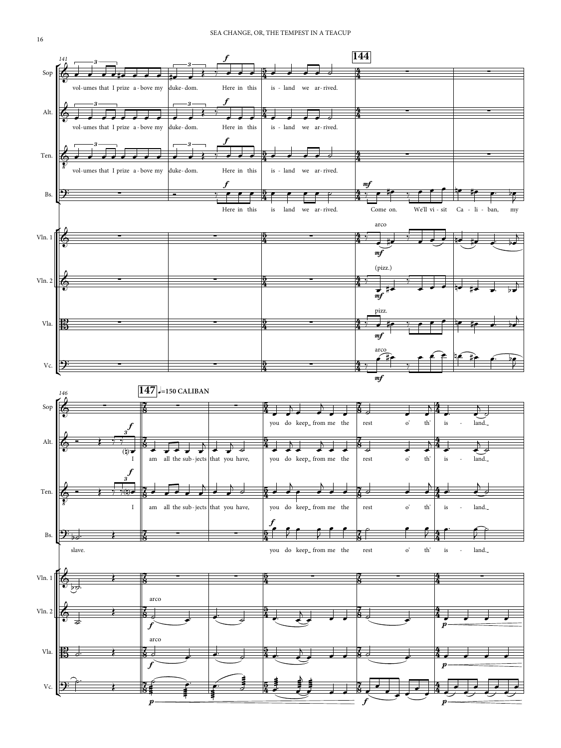141 144

Sop: vol-umes that I prize a-bove my duke-dom. Here in this is-land we ar-rived.

Alt.: vol-umes that I prize a-bove my duke-dom. Here in this is-land we ar-rived.

Ten.: vol-umes that I prize a-bove my duke-dom. Here in this is-land we ar-rived.

Bs.: Here in this is land we ar-rived. Come on. We'll vi-sit Ca-li-ban, my slave.

146 147 ♩=150 CALIBAN

Sop: you do keep from me the rest o' th' is-land.

Alt.: I am all the sub-jects that you have, you do keep from me the rest o' th' is-land.

Ten.: I am all the sub-jects that you have, you do keep from me the rest o' th' is-land.

Bs.: you do keep from me the rest o' th' is-land.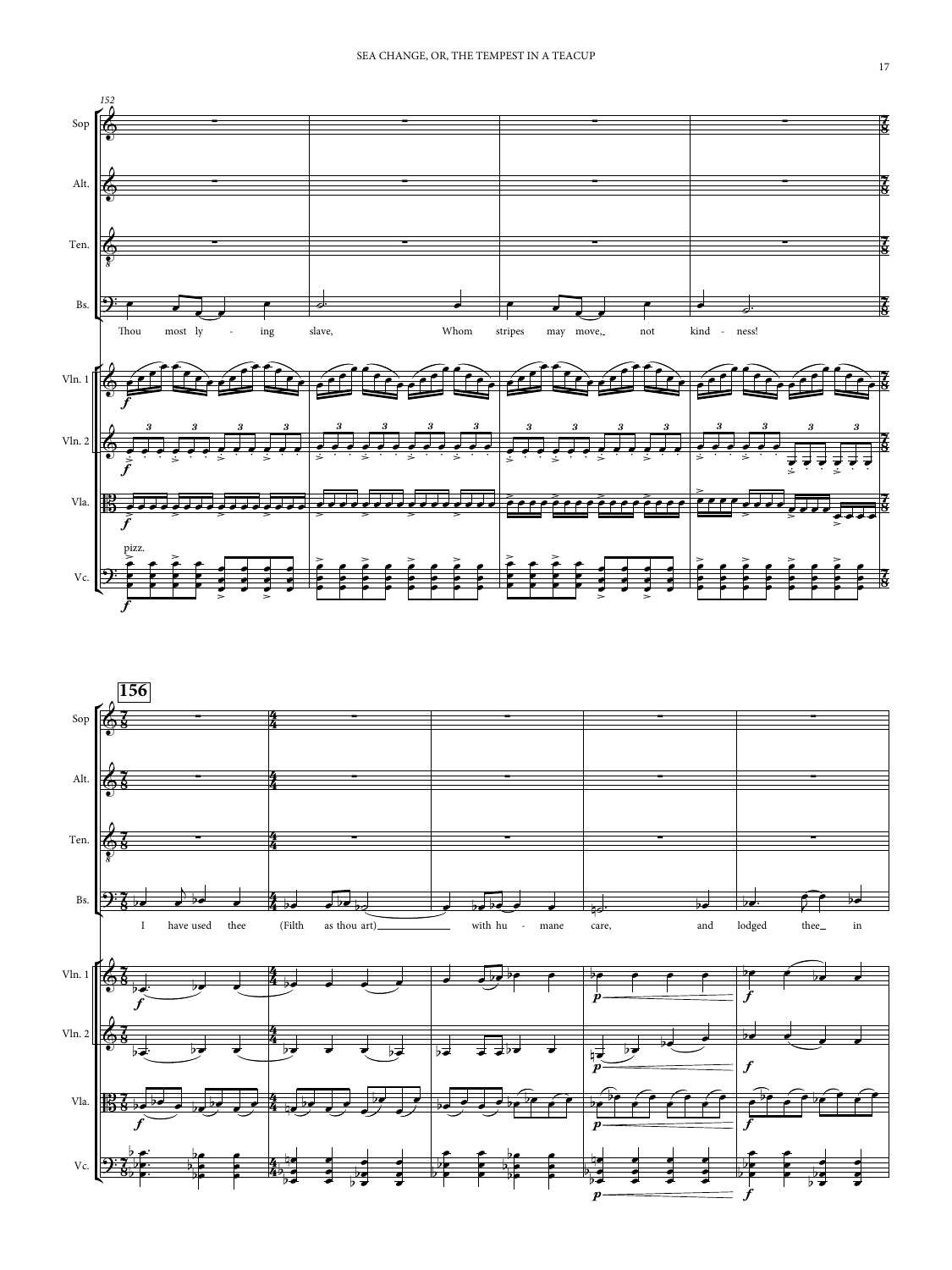152

Sop

Alt.

Ten.

Bs.

Thou most ly - ing slave, Whom stripes may move, not kind - ness!

Vln. 1

Vln. 2

Vla.

pizz.

Vc.

156

Sop

Alt.

Ten.

Bs.

I have used thee (Filth as thou art) with hu - mane care, and lodged thee in

Vln. 1

Vln. 2

Vla.

Vc.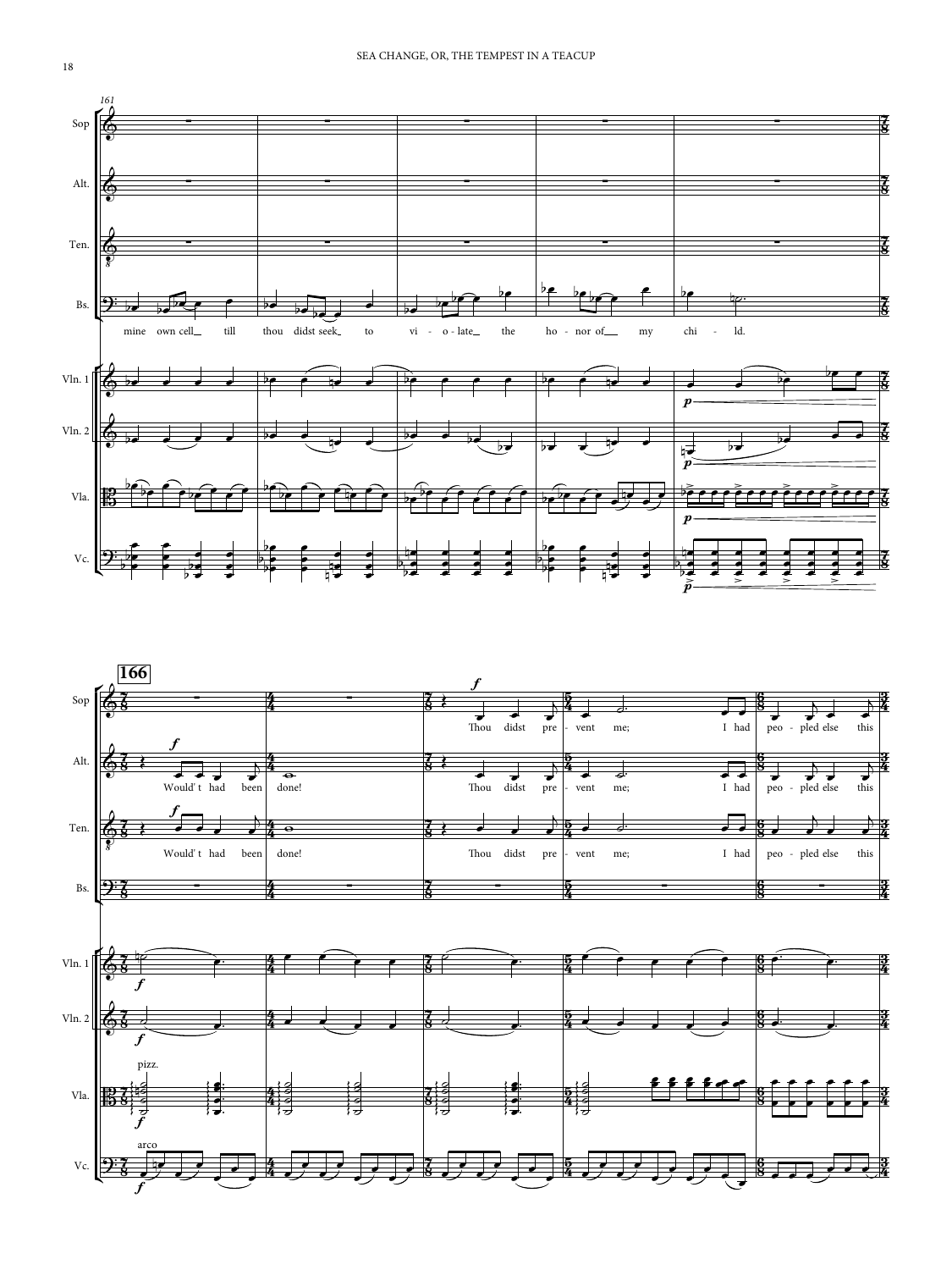161

mine own cell till thou didst seek to vi - o - late the ho - nor of my chi - ld.

166

Would't had been done!

Thou didst pre - vent me; I had peo - pled else this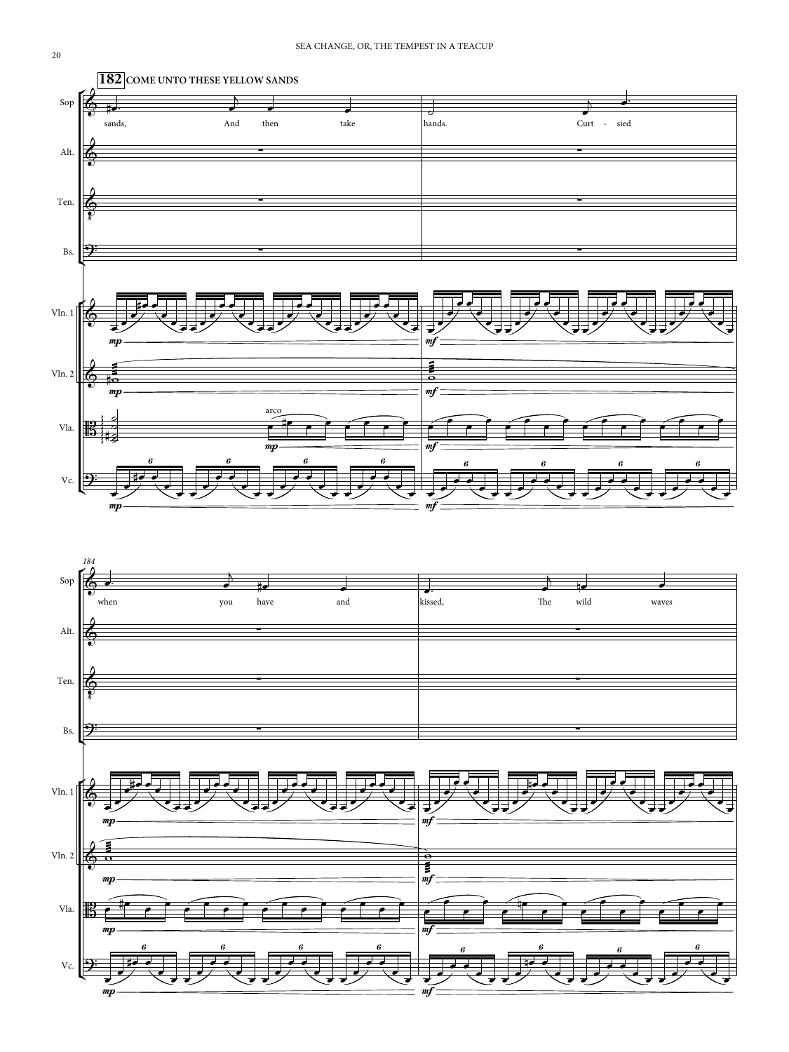**182** COME UNTO THESE YELLOW SANDS

Sop: sands, And then take | hands. Curt - sied

Alt.

Ten.

Bs.

Vln. 1 *mp* | *mf*

Vln. 2 *mp* | *mf*

Vla. arco *mp* | *mf*

Vc. *mp* | *mf*

*184*

Sop: when you have and | kissed, The wild waves

Alt.

Ten.

Bs.

Vln. 1 *mp* | *mf*

Vln. 2 *mp* | *mf*

Vla. *mp* | *mf*

Vc. *mp* | *mf*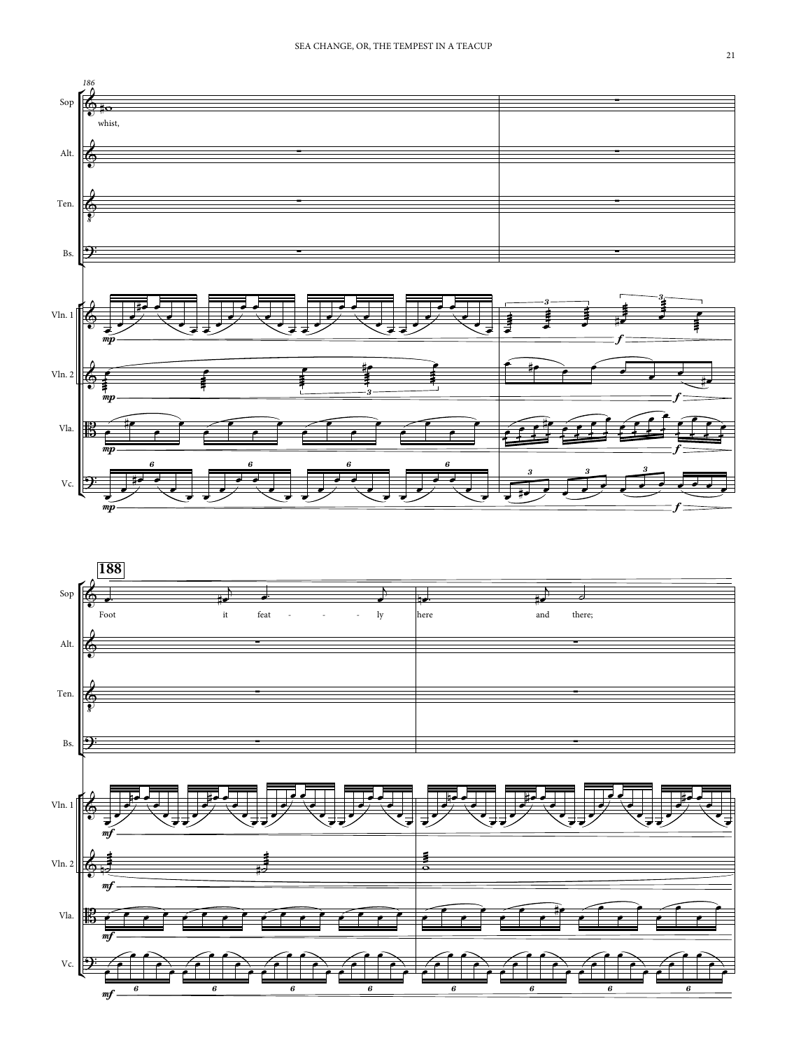186

Sop

Alt.

Ten.

Bs.

whist,

Vln. 1

Vln. 2

Vla.

Vc.

*mp*

*f*

188

Foot it feat - - - - ly here and there;

*mf*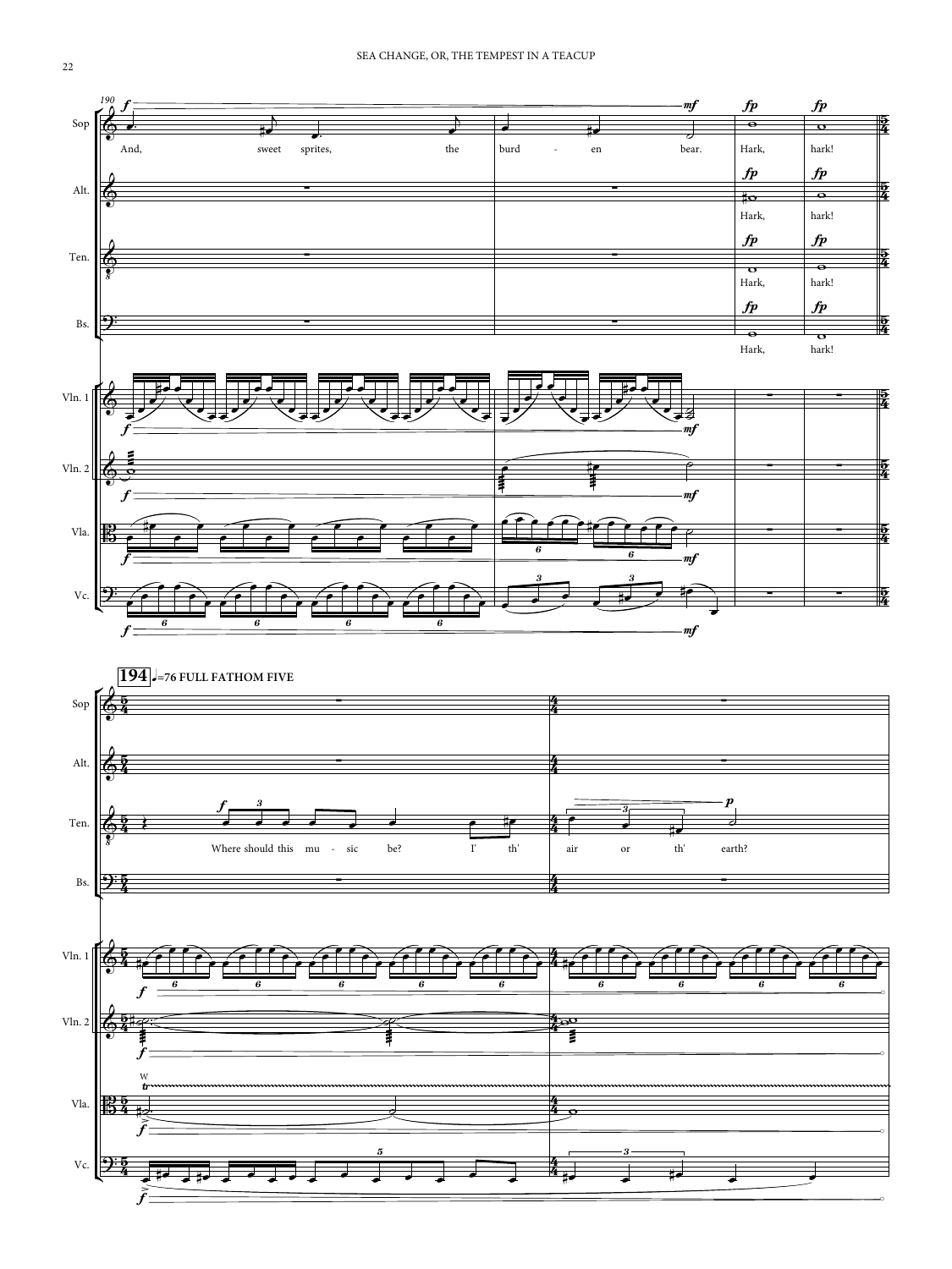**194** ♩=76 FULL FATHOM FIVE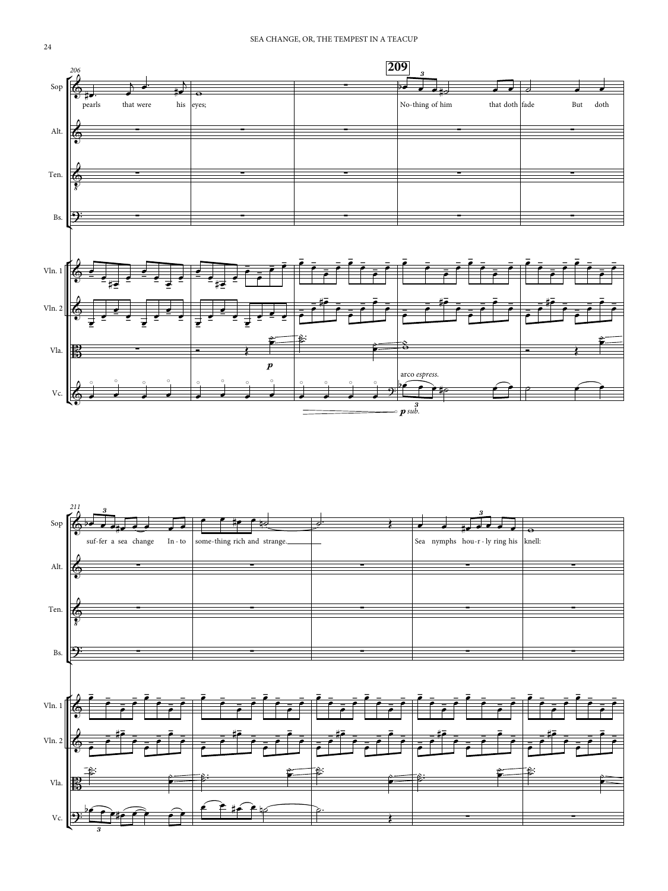Sop

pearls that were his eyes;

No-thing of him that doth fade But doth

suf-fer a sea change In-to some-thing rich and strange.

Sea nymphs hou-r-ly ring his knell:

Alt.

Ten.

Bs.

Vln. 1

Vln. 2

Vla.

Vc.

*p*

arco *espress.*

*p sub.*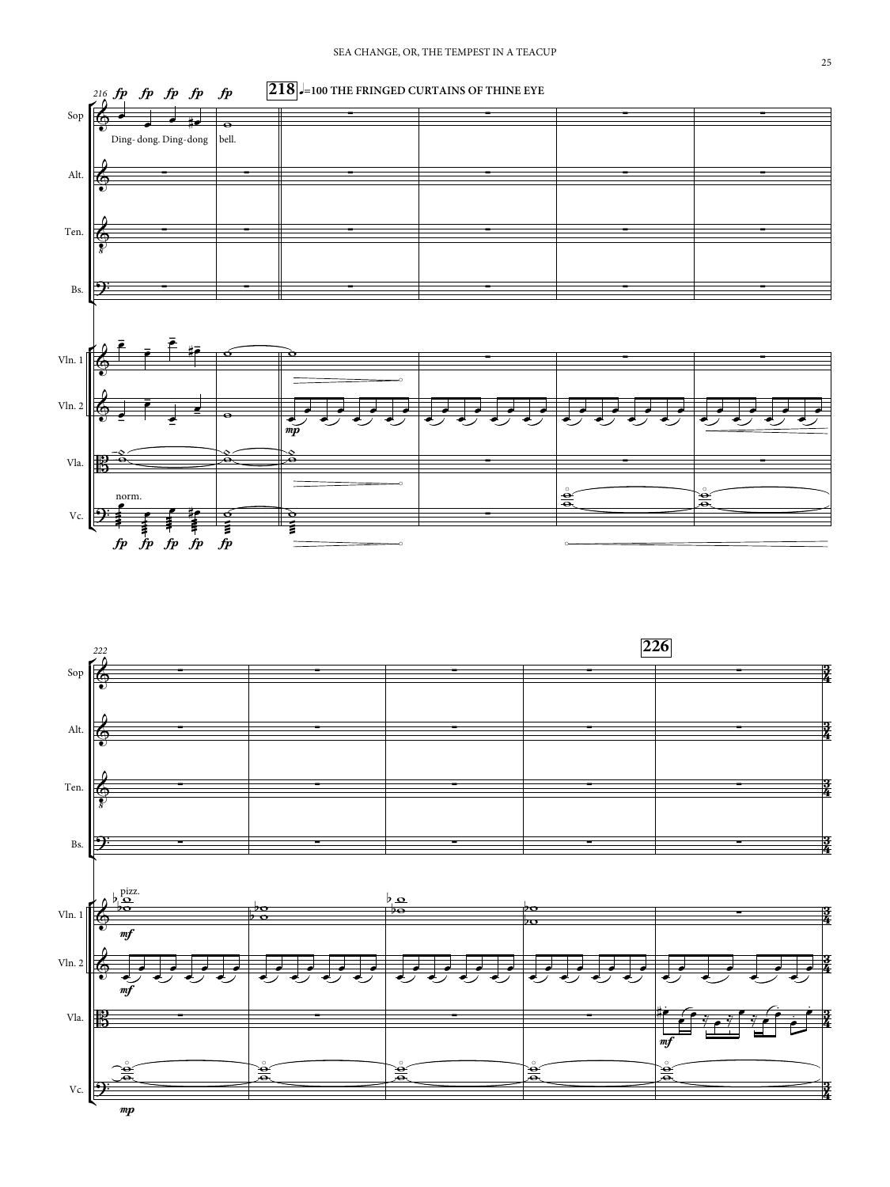216

**218** ♩=100 THE FRINGED CURTAINS OF THINE EYE

Sop — *fp fp fp fp fp* — Ding- dong. Ding-dong bell.

Alt.

Ten.

Bs.

Vln. 1

Vln. 2 — *mp*

Vla.

Vc. — norm. — *fp fp fp fp fp*

222

**226**

Sop

Alt.

Ten.

Bs.

Vln. 1 — pizz. — *mf*

Vln. 2 — *mf*

Vla. — *mf*

Vc. — *mp*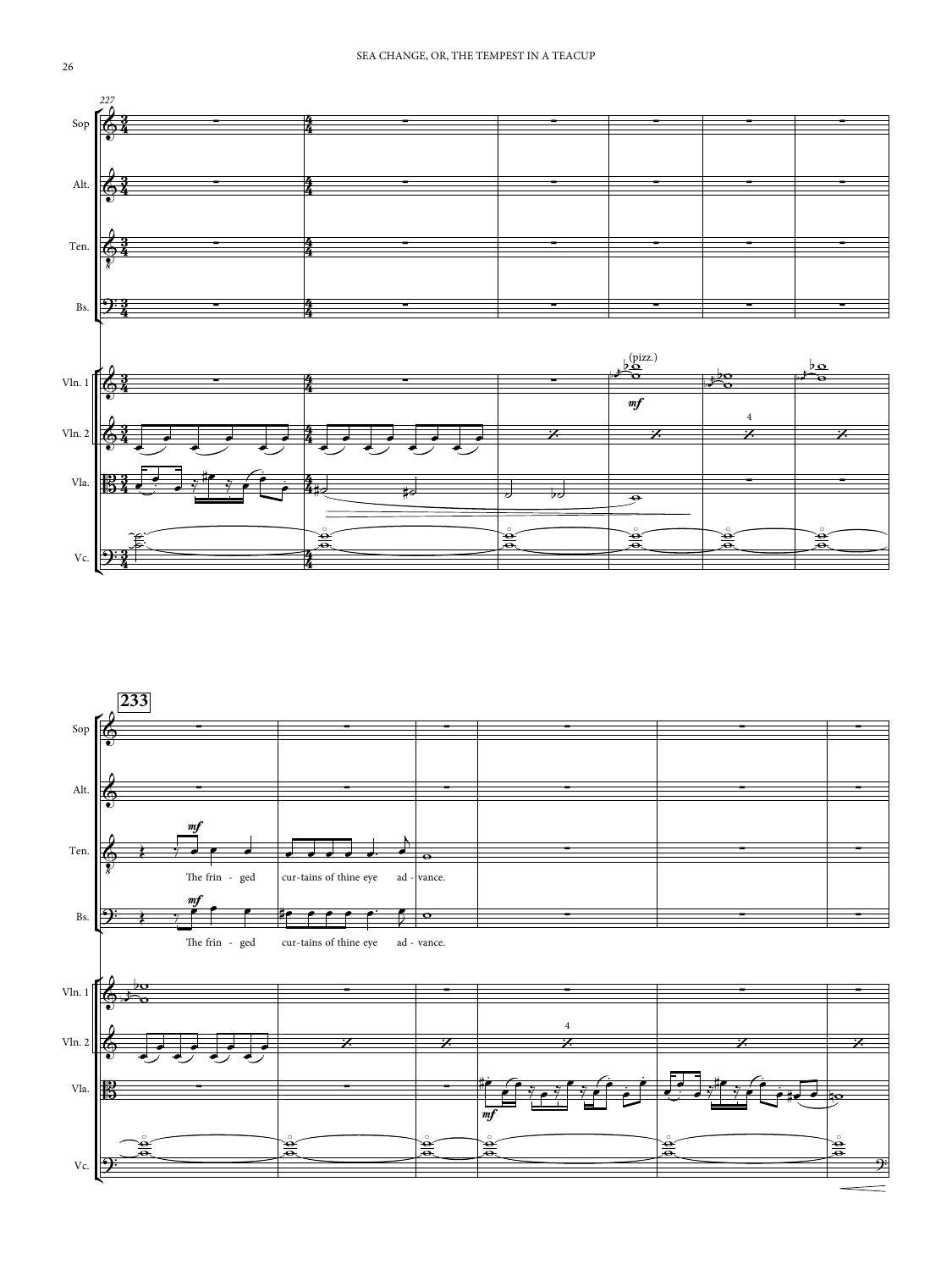227

Sop

Alt.

Ten.

Bs.

(pizz.)

*mf*

4

Vln. 1

Vln. 2

Vla.

Vc.

**233**

Sop

Alt.

*mf*

Ten.

The frin - ged cur-tains of thine eye ad - vance.

*mf*

Bs.

The frin - ged cur-tains of thine eye ad - vance.

Vln. 1

4

Vln. 2

Vla.

*mf*

Vc.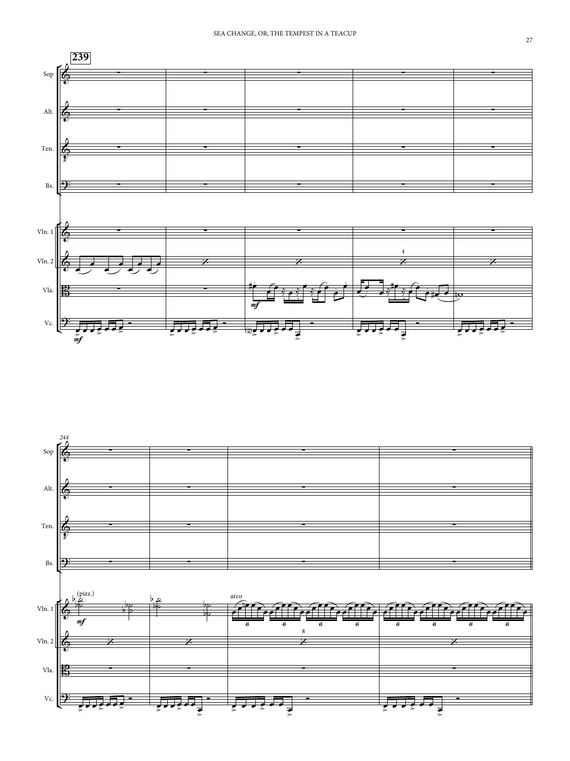239

Sop

Alt.

Ten.

Bs.

Vln. 1

Vln. 2

Vla.

Vc.

244

Sop

Alt.

Ten.

Bs.

Vln. 1

Vln. 2

Vla.

Vc.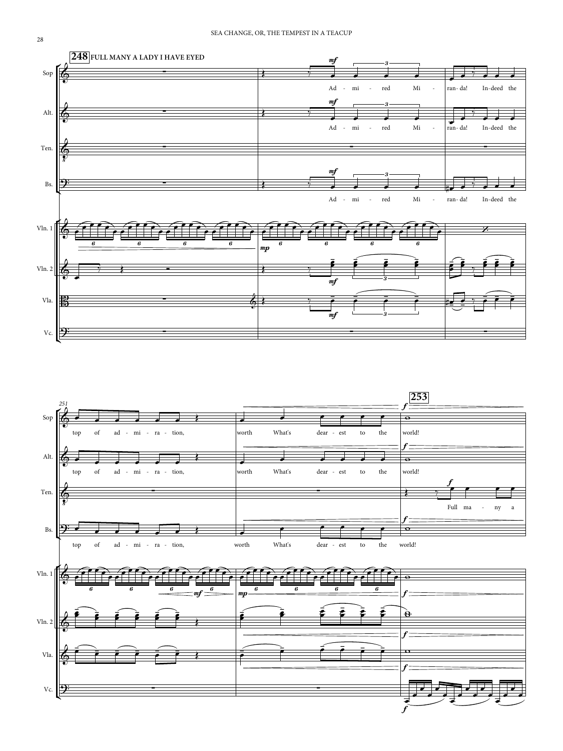**248** FULL MANY A LADY I HAVE EYED

Sop: Ad - mi - red Mi - ran- da! In-deed the top of ad - mi - ra - tion, worth What's dear - est to the world!

Alt.: Ad - mi - red Mi - ran- da! In-deed the top of ad - mi - ra - tion, worth What's dear - est to the world!

Ten.: Full ma - ny a

Bs.: Ad - mi - red Mi - ran- da! In-deed the top of ad - mi - ra - tion, worth What's dear - est to the world!

**253**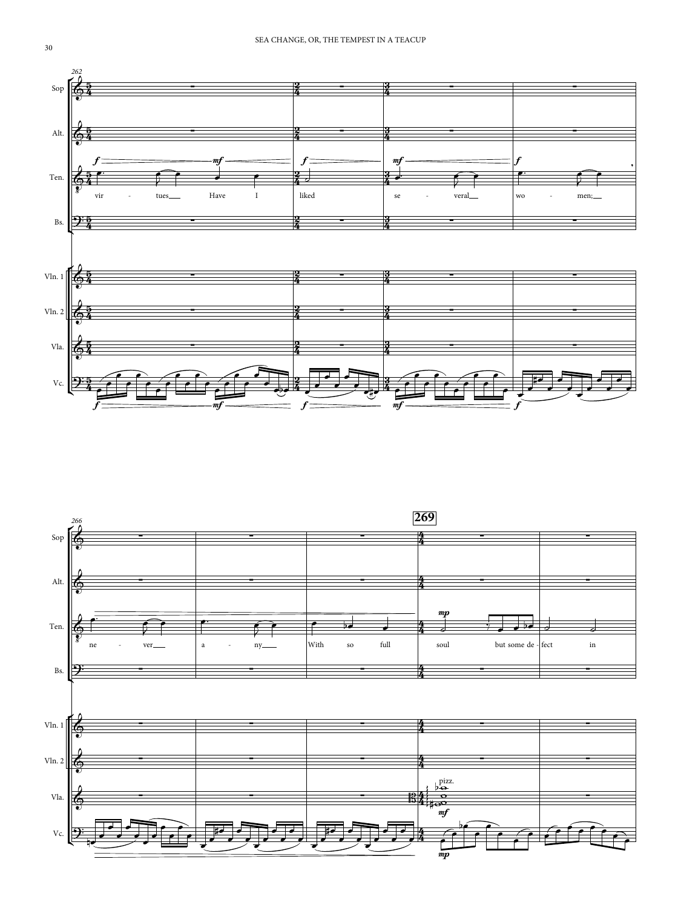262

Sop

Alt.

Ten.

vir - tues Have I liked se - veral wo - men;

Bs.

Vln. 1

Vln. 2

Vla.

Vc.

266

**269**

Sop

Alt.

Ten.

ne - ver a - ny With so full soul but some de - fect in

Bs.

Vln. 1

Vln. 2

Vla. pizz.

Vc.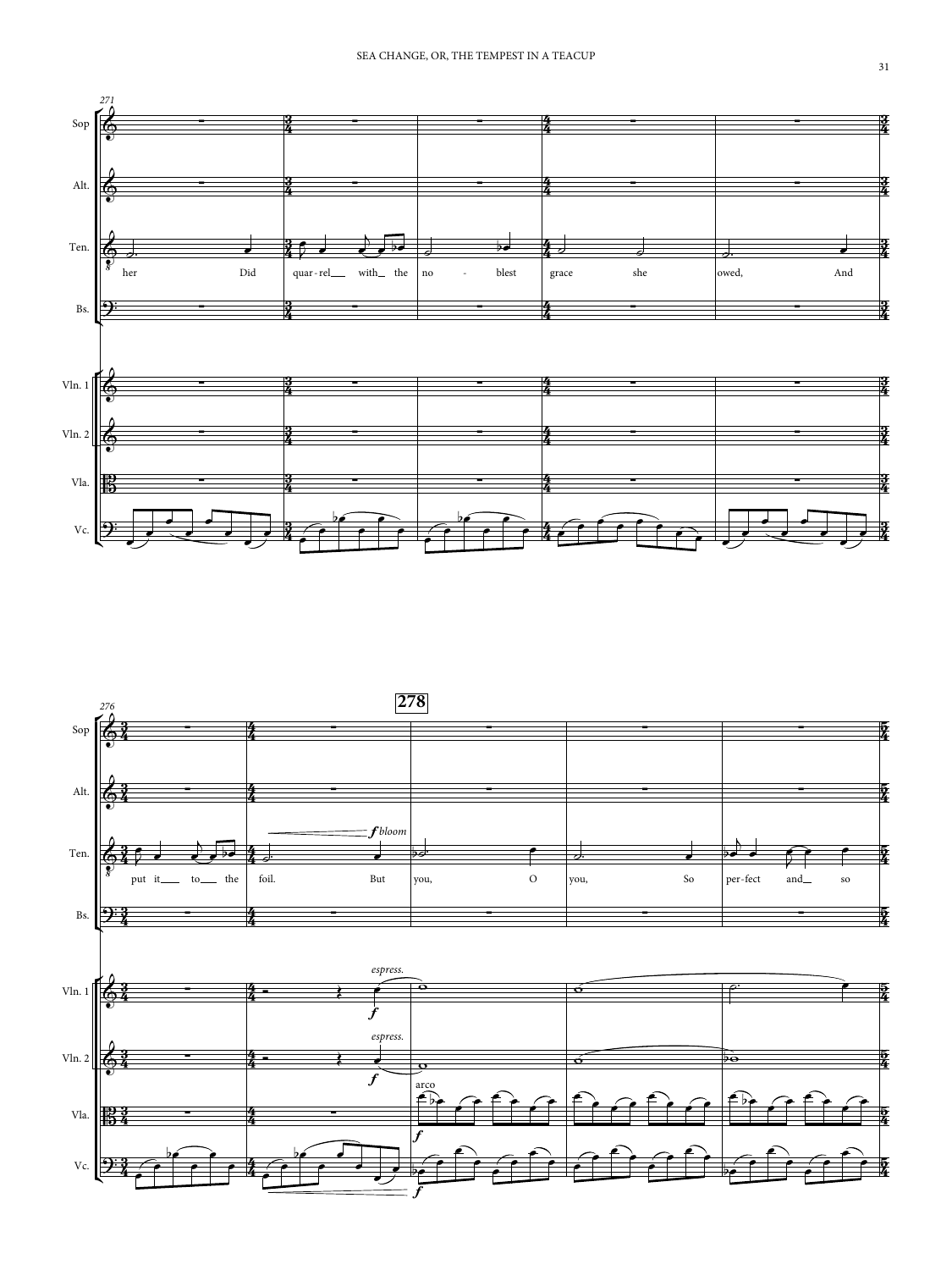271

Sop

Alt.

Ten.

her Did quar-rel with the no - blest grace she owed, And

Bs.

Vln. 1

Vln. 2

Vla.

Vc.

276

**278**

Sop

Alt.

Ten.

*f bloom*

put it to the foil. But you, O you, So per-fect and so

Bs.

*espress.*

Vln. 1

*f*

*espress.*

Vln. 2

*f*

arco

Vla.

*f*

Vc.

*f*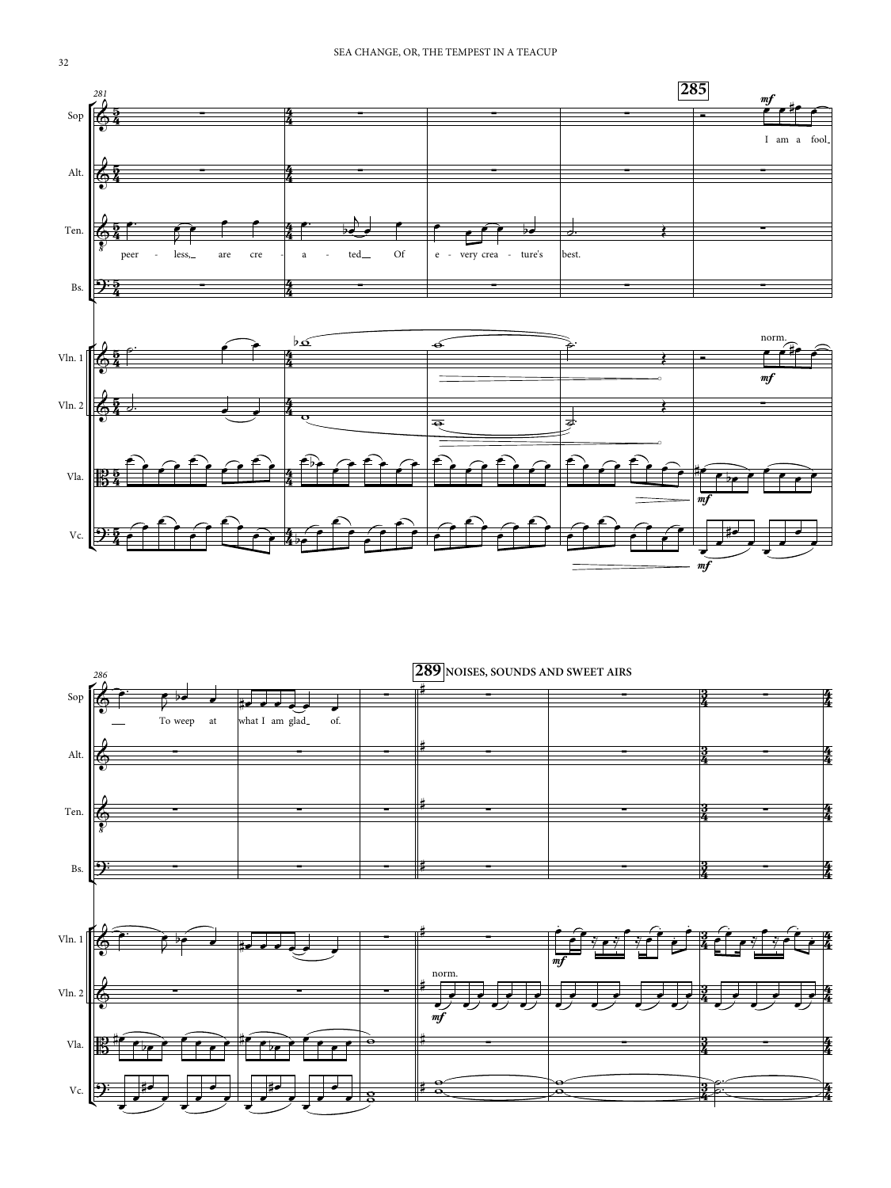285

I am a fool

peer - less, are cre - a - ted Of e - very crea - ture's best.

To weep at what I am glad of.

289 NOISES, SOUNDS AND SWEET AIRS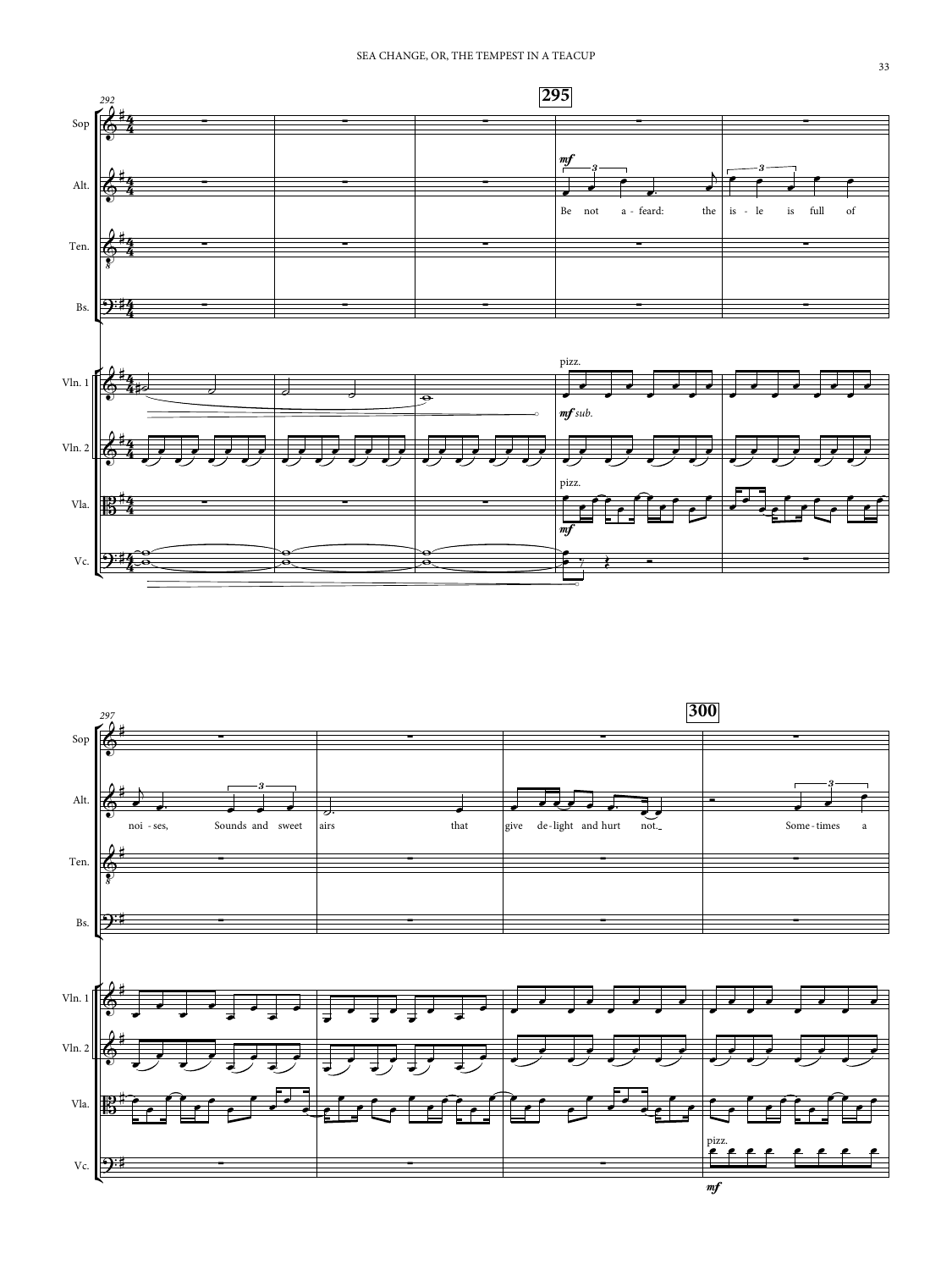292

**295**

Sop

Alt.

*mf*

Be not a - feard: the is - le is full of

Ten.

Bs.

Vln. 1

pizz.

*mf sub.*

Vln. 2

Vla.

pizz.

*mf*

Vc.

297

**300**

Sop

Alt.

noi - ses, Sounds and sweet airs that give de - light and hurt not. Some - times a

Ten.

Bs.

Vln. 1

Vln. 2

Vla.

Vc.

pizz.

*mf*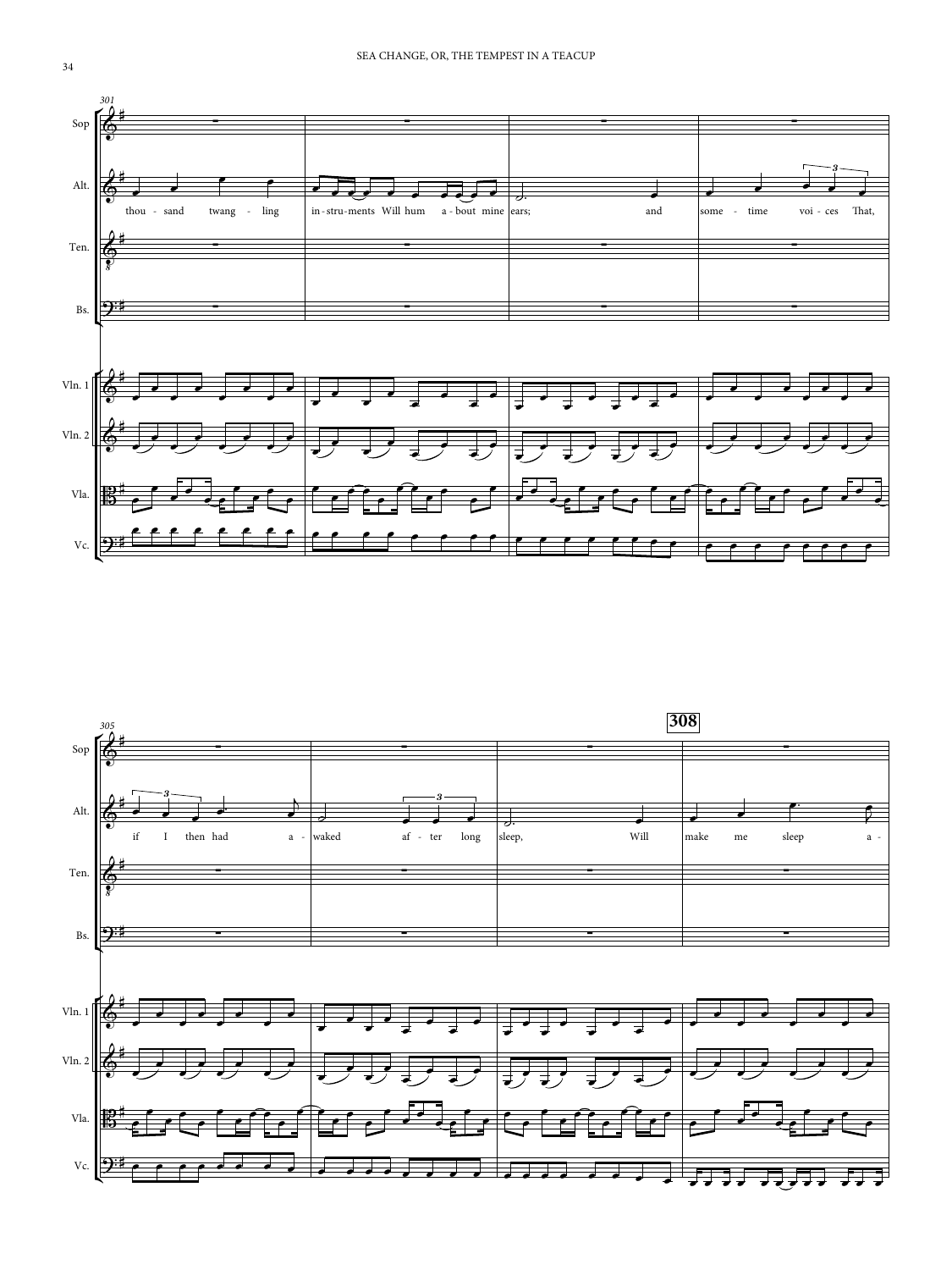301

Sop

Alt. thou - sand twang - ling in - stru - ments Will hum a - bout mine ears; and some - time voi - ces That,

Ten.

Bs.

Vln. 1

Vln. 2

Vla.

Vc.

305

308

Sop

Alt. if I then had a - waked af - ter long sleep, Will make me sleep a -

Ten.

Bs.

Vln. 1

Vln. 2

Vla.

Vc.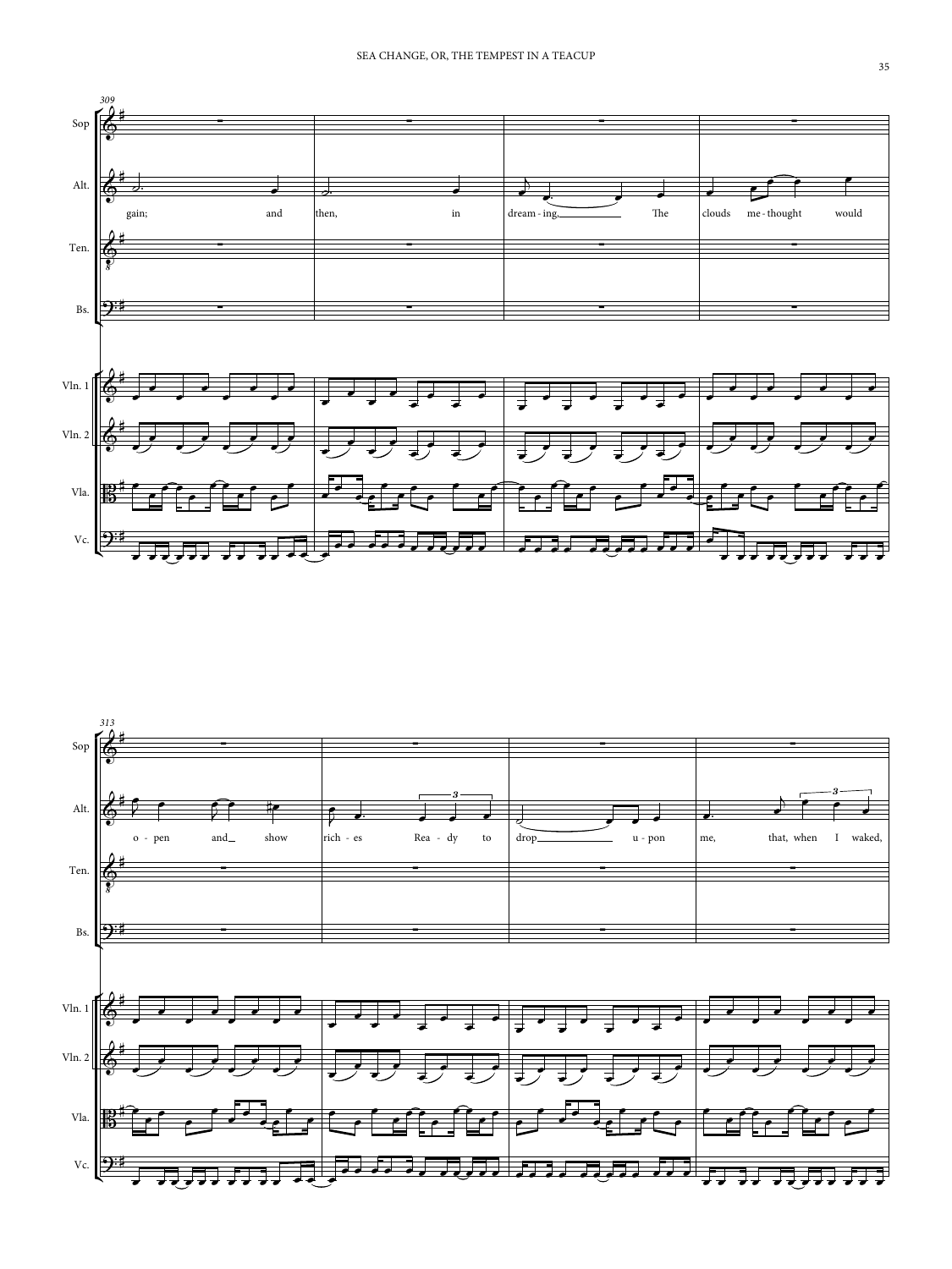309

Sop

Alt.

gain; and then, in dream - ing, The clouds me - thought would

Ten.

Bs.

Vln. 1

Vln. 2

Vla.

Vc.

313

Sop

Alt.

o - pen and show rich - es Rea - dy to drop u - pon me, that, when I waked,

Ten.

Bs.

Vln. 1

Vln. 2

Vla.

Vc.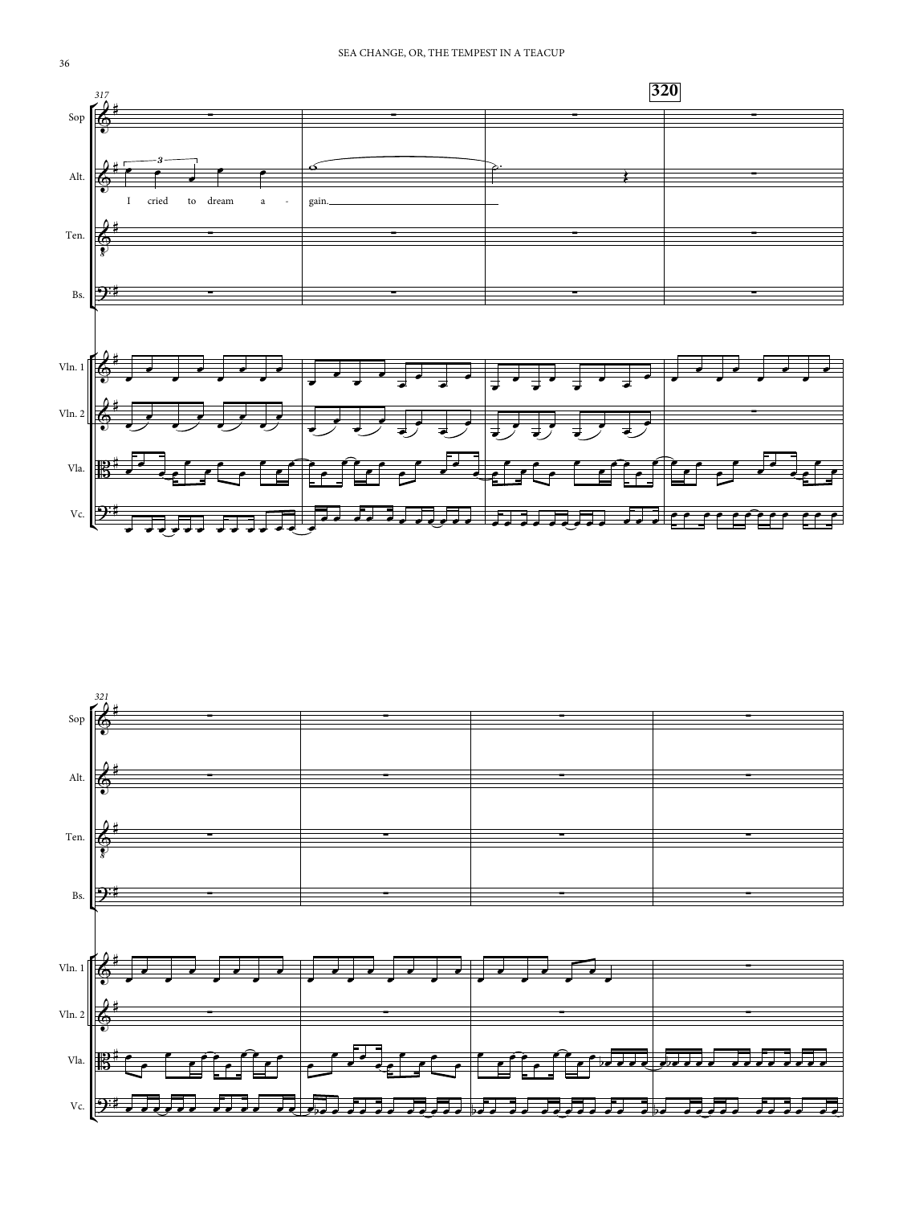Sop

Alt.

I cried to dream a - gain.

Ten.

Bs.

Vln. 1

Vln. 2

Vla.

Vc.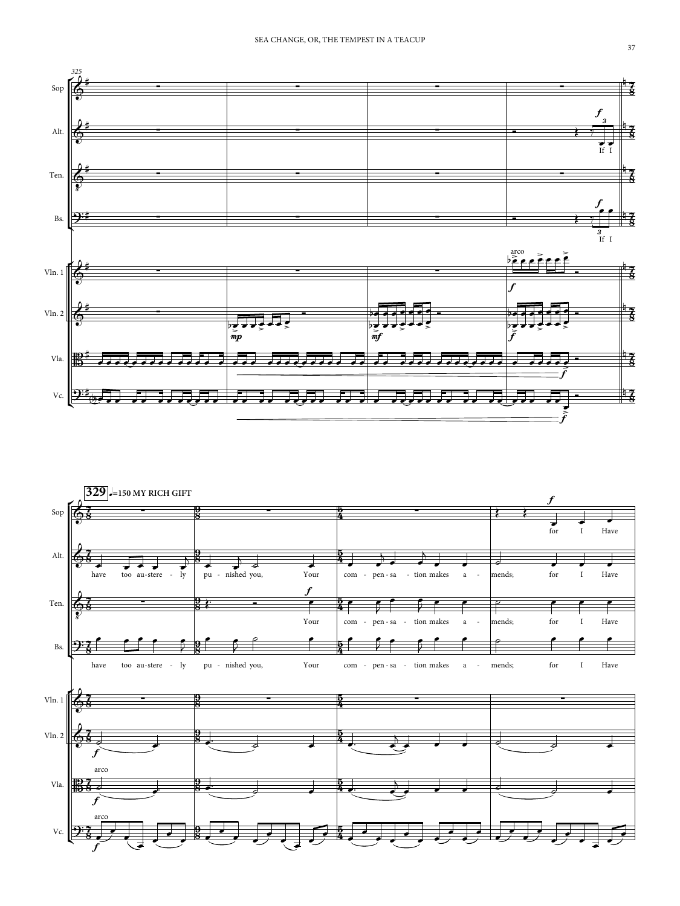325

329 ♩=150 MY RICH GIFT

If I

have too au-stere-ly pu-nished you, Your com-pen-sa-tion makes a-mends; for I Have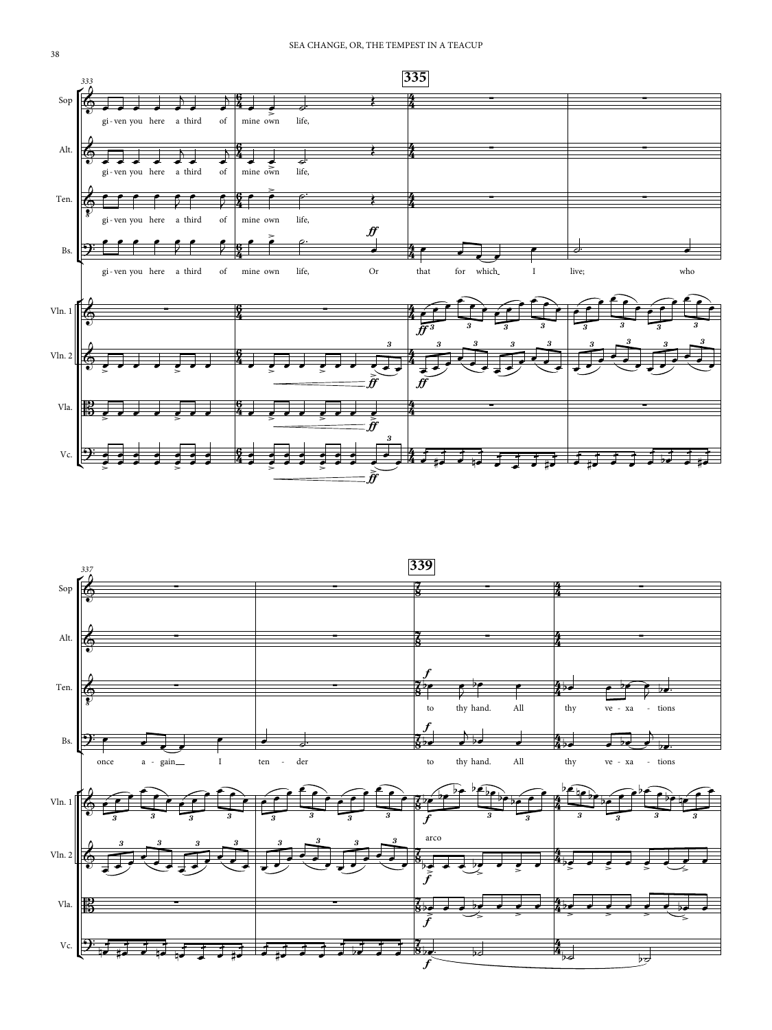Sop: gi - ven you here a third of mine own life,

Alt.: gi - ven you here a third of mine own life,

Ten.: gi - ven you here a third of mine own life, to thy hand. All thy ve - xa - tions

Bs.: gi - ven you here a third of mine own life, Or that for which I live; who once a - gain I ten - der to thy hand. All thy ve - xa - tions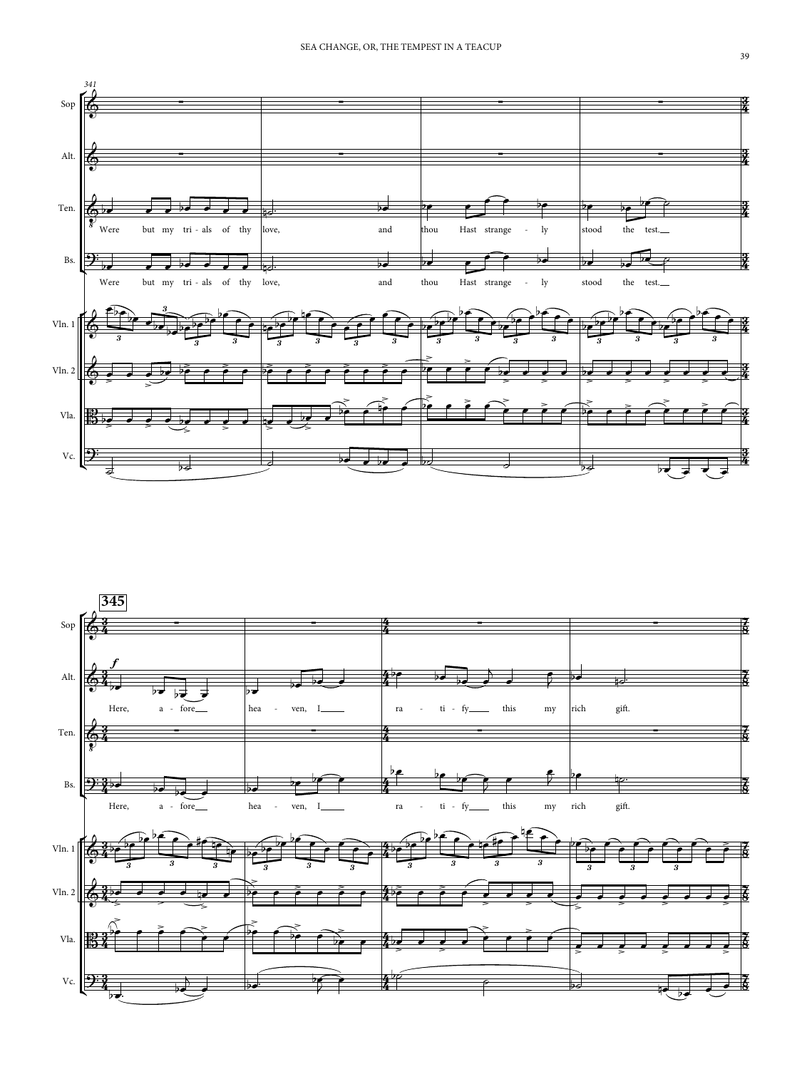341

Sop

Alt.

Ten.

Were but my tri - als of thy love, and thou Hast strange - ly stood the test.

Bs.

Were but my tri - als of thy love, and thou Hast strange - ly stood the test.

Vln. 1

Vln. 2

Vla.

Vc.

**345**

Sop

Alt.

*f*

Here, a - fore hea - ven, I ra - ti - fy this my rich gift.

Ten.

Bs.

Here, a - fore hea - ven, I ra - ti - fy this my rich gift.

Vln. 1

Vln. 2

Vla.

Vc.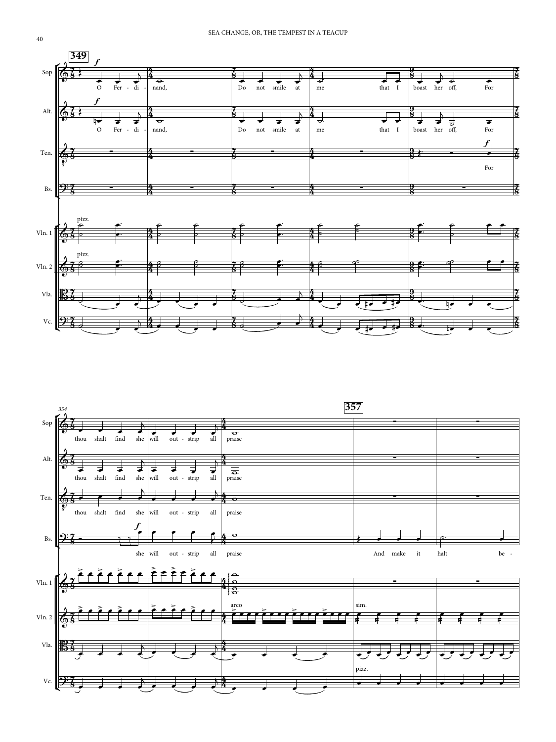**349**

Sop: O Fer - di - nand, Do not smile at me that I boast her off, For

Alt.: O Fer - di - nand, Do not smile at me that I boast her off, For

Ten.: For

Bs.:

Vln. 1: pizz.

Vln. 2: pizz.

Vla.

Vc.

*354*

**357**

Sop: thou shalt find she will out - strip all praise

Alt.: thou shalt find she will out - strip all praise

Ten.: thou shalt find she will out - strip all praise

Bs.: she will out - strip all praise And make it halt be -

Vln. 1

Vln. 2: arco sim.

Vla.

Vc.: pizz.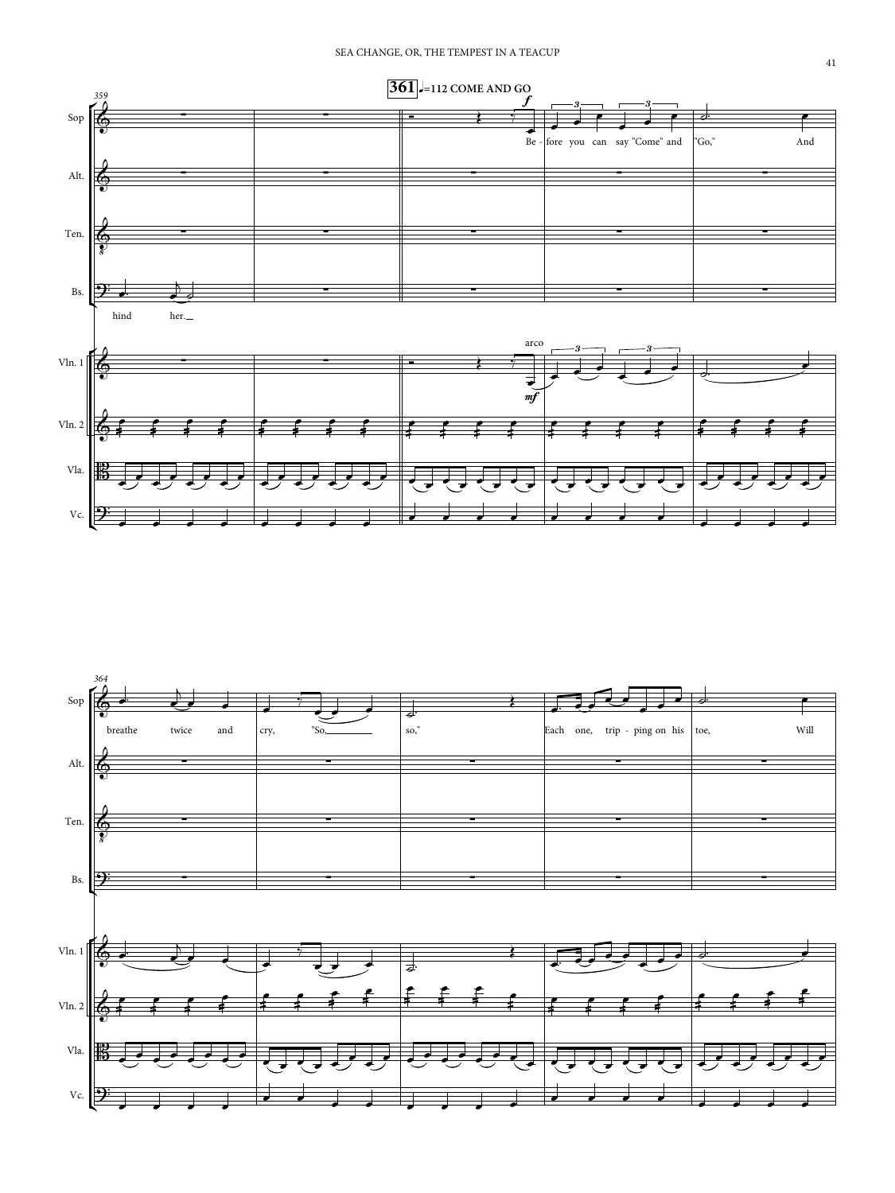359

**361** ♩=112 COME AND GO

Sop

Alt.

Ten.

Bs.

Be - fore you can say "Come" and "Go," And

hind her.

arco

Vln. 1

Vln. 2

Vla.

Vc.

364

breathe twice and cry, "So, so," Each one, trip - ping on his toe, Will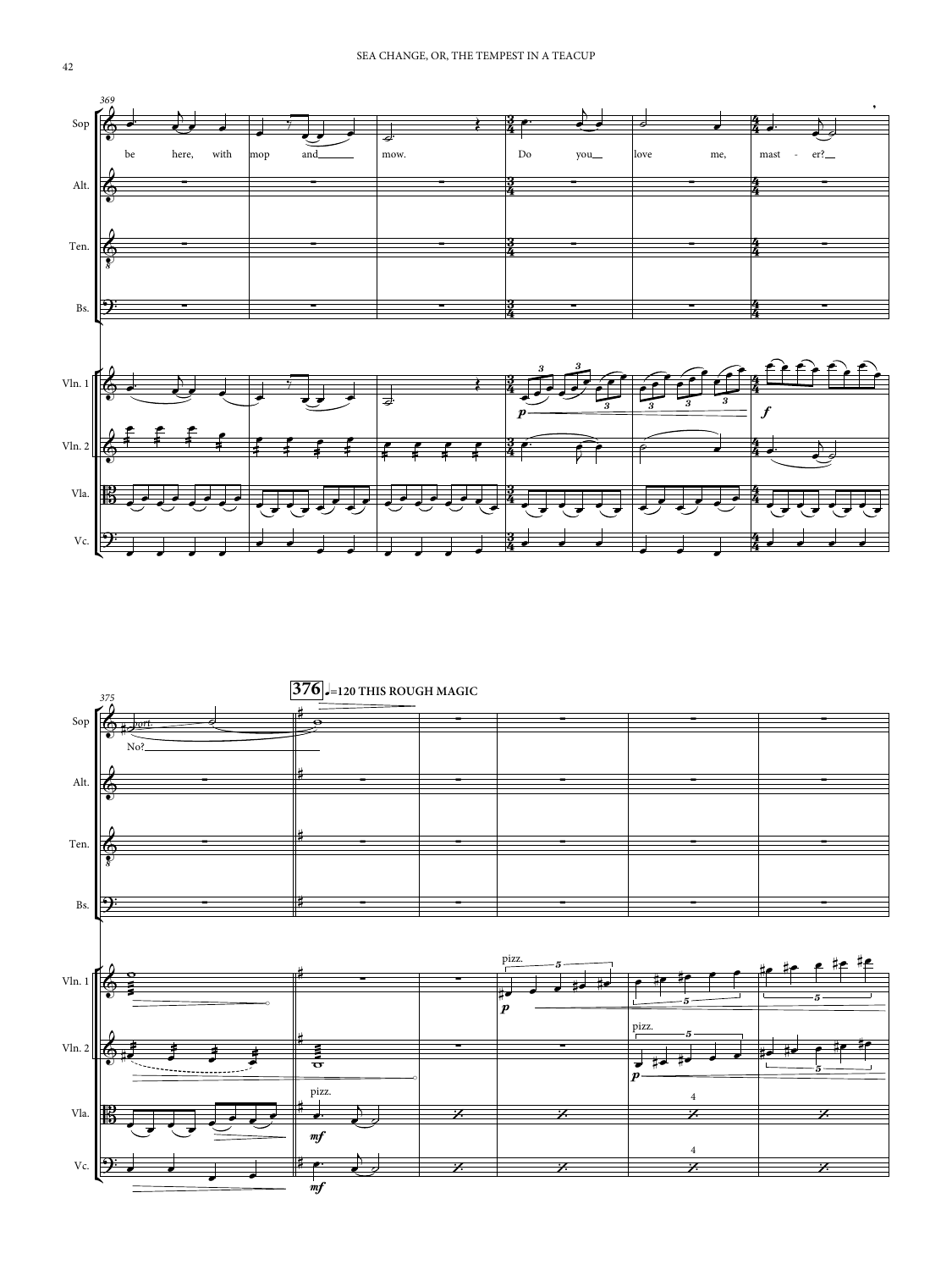369

Sop: be here, with mop and mow. Do you love me, mast - er?

Alt.

Ten.

Bs.

Vln. 1

Vln. 2

Vla.

Vc.

375

**376** ♩=120 THIS ROUGH MAGIC

Sop: port. No?

Alt.

Ten.

Bs.

Vln. 1: pizz.

Vln. 2: pizz.

Vla.: pizz.

Vc.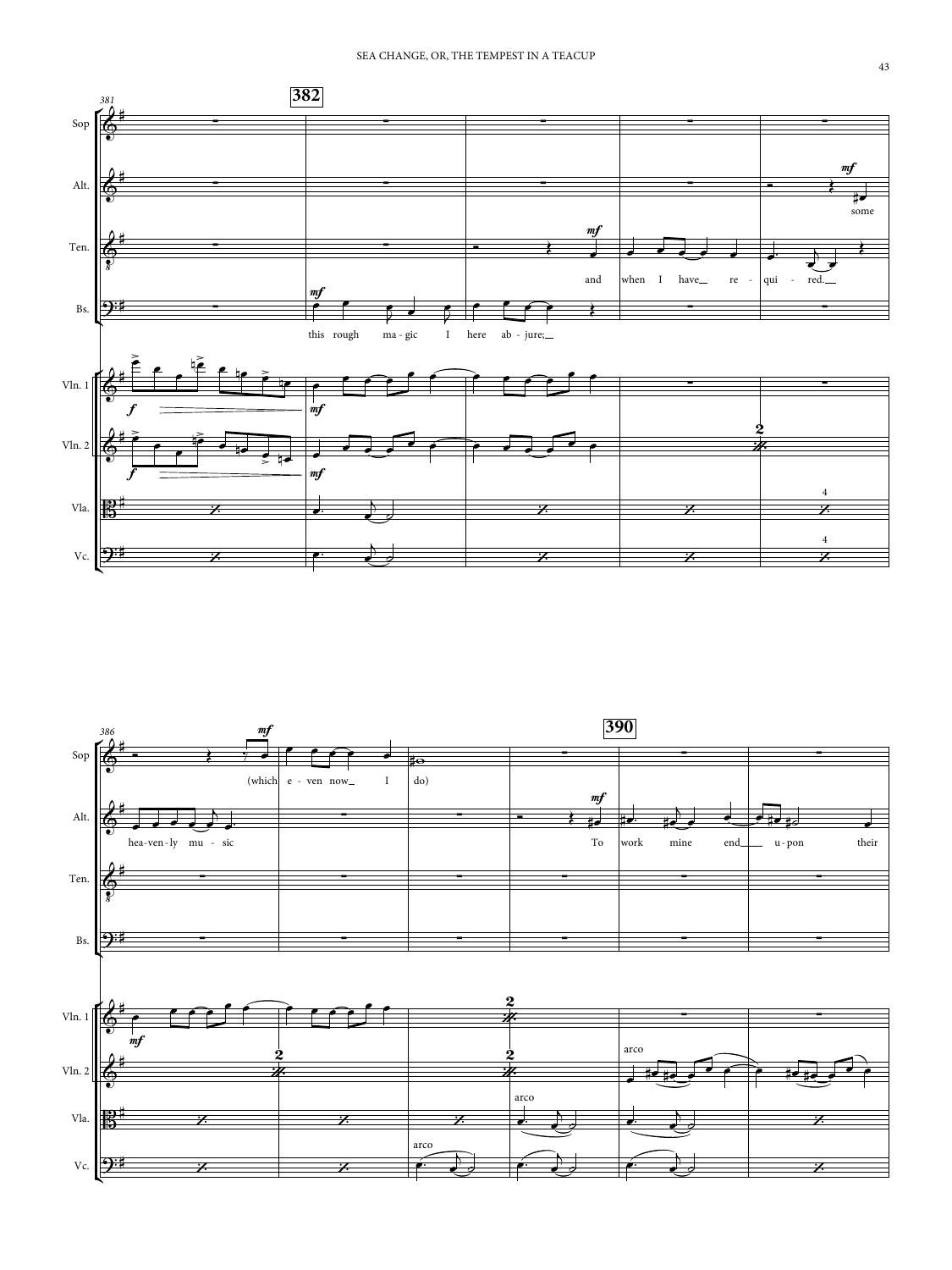381 — 382

Sop

Alt. — *mf* some

Ten. — *mf* and when I have re - qui - red.

Bs. — *mf* this rough ma - gic I here ab - jure;

Vln. 1 — *f* *mf*

Vln. 2 — *f* *mf*

Vla.

Vc.

386 — 390

Sop — *mf* (which e - ven now I do)

Alt. — hea - ven - ly mu - sic — *mf* To work mine end u - pon their

Ten.

Bs.

Vln. 1 — *mf*

Vln. 2 — arco

Vla. — arco

Vc. — arco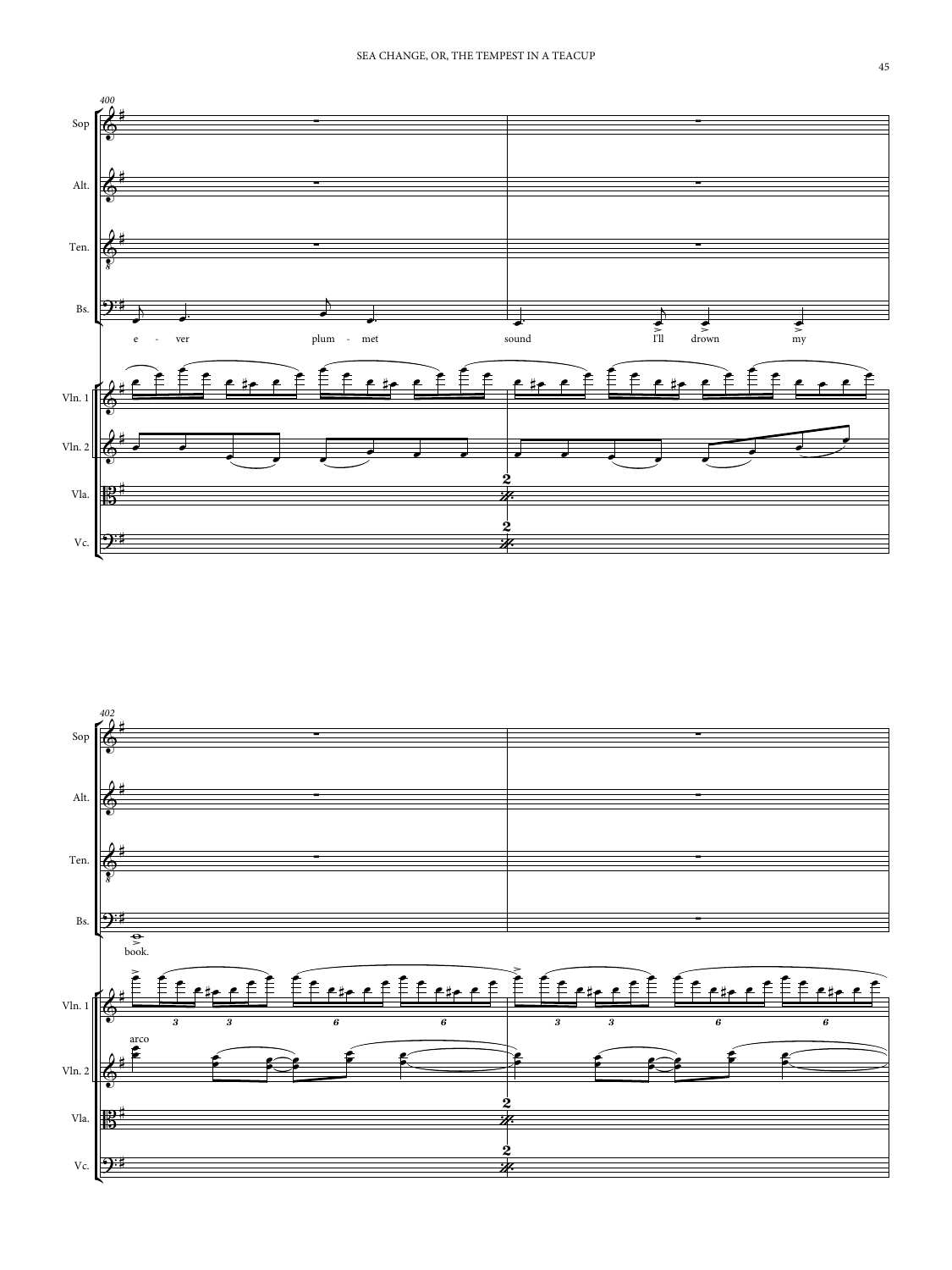400

Sop

Alt.

Ten.

Bs.

e - ver plum - met sound I'll drown my

Vln. 1

Vln. 2

Vla.

Vc.

402

Sop

Alt.

Ten.

Bs.

book.

Vln. 1

arco

Vln. 2

Vla.

Vc.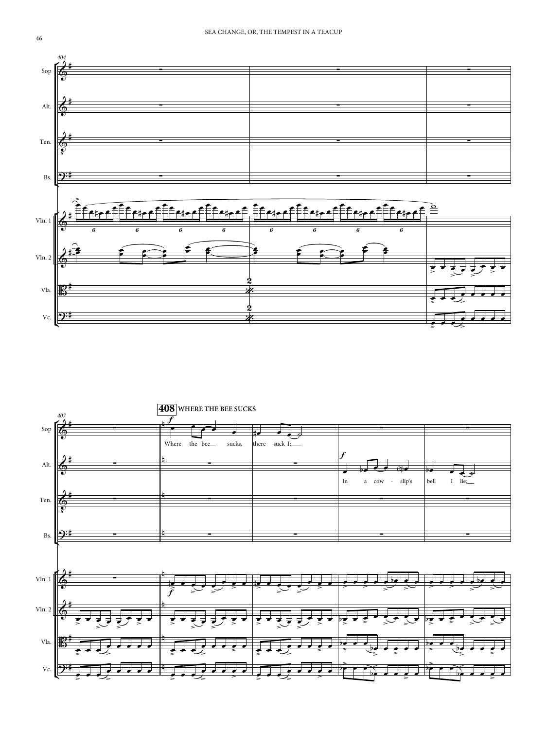404

Sop

Alt.

Ten.

Bs.

Vln. 1

Vln. 2

Vla.

Vc.

407

**408** **WHERE THE BEE SUCKS**

*f*

Where the bee sucks, there suck I;

*f*

In a cow - slip's bell I lie;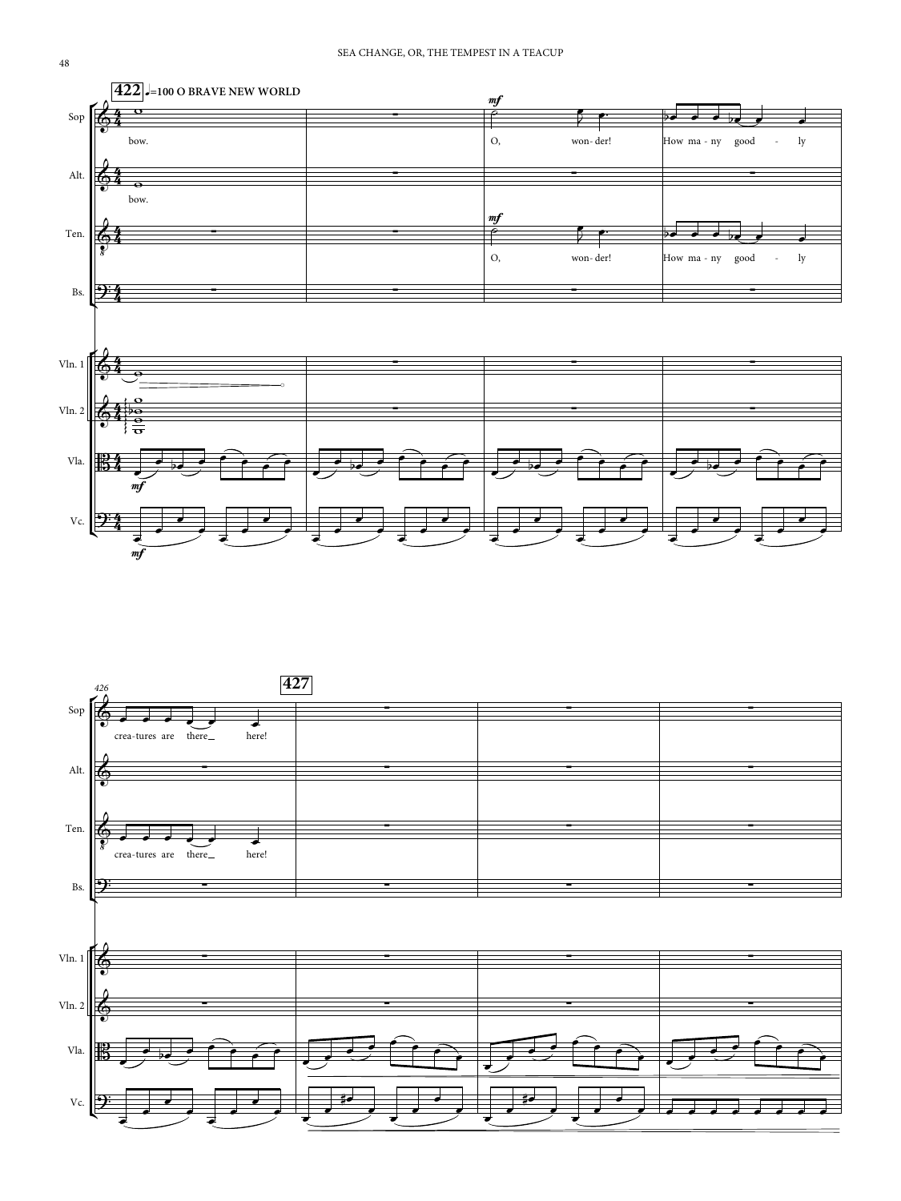**422** ♩=100 O BRAVE NEW WORLD

Sop: bow. | | O, won- der! | How ma - ny good - ly

Alt.: bow.

Ten.: | | O, won- der! | How ma - ny good - ly

Sop: crea-tures are there here!

**427**

Ten.: crea-tures are there here!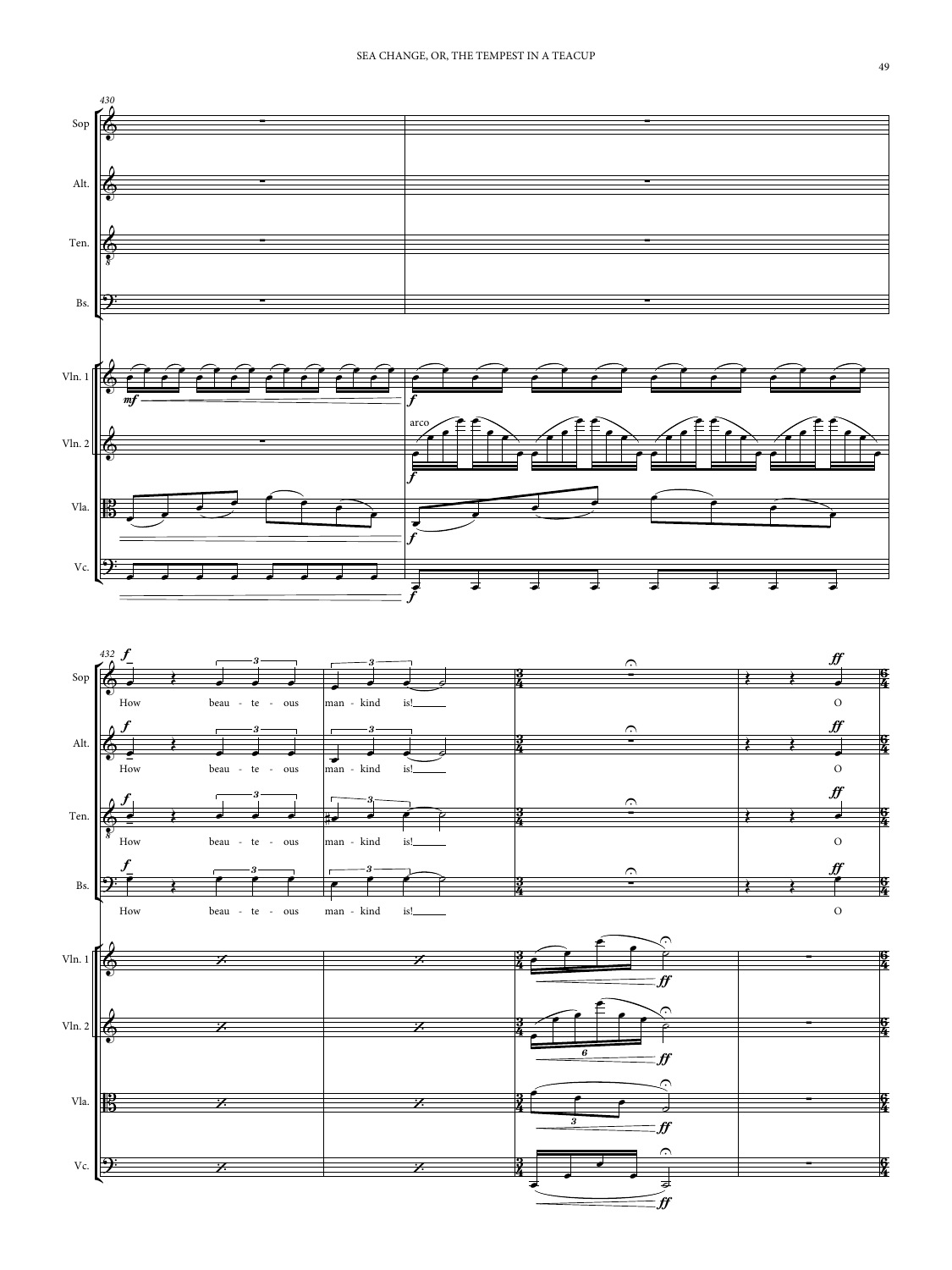How beau - te - ous man - kind is!

O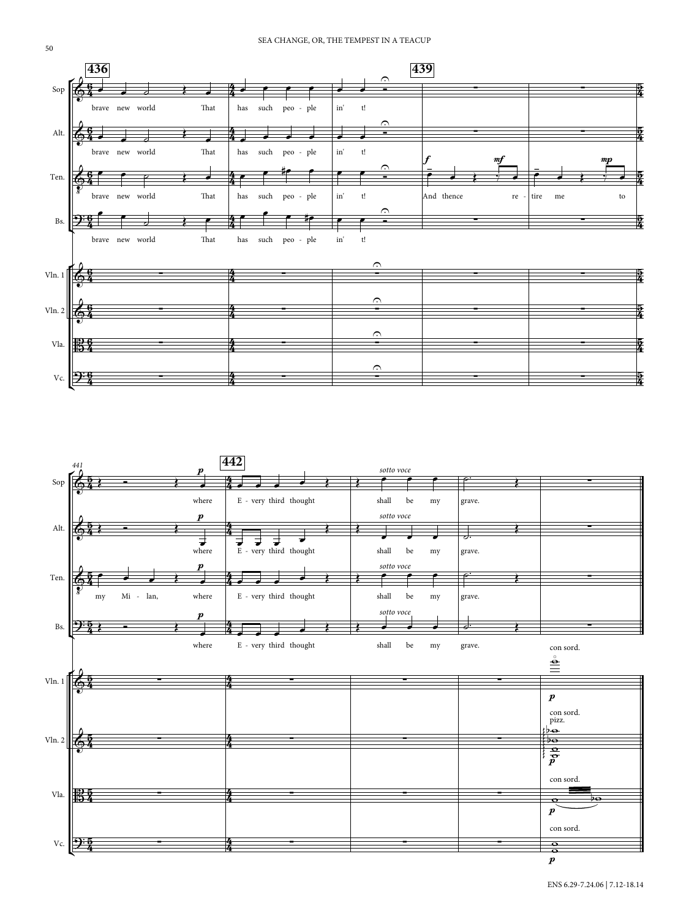**436**

Sop: brave new world That has such peo - ple in' t!

Alt.: brave new world That has such peo - ple in' t!

Ten.: brave new world That has such peo - ple in' t!

Bs.: brave new world That has such peo - ple in' t!

**439**

Ten.: *f* And thence *mf* re - tire me *mp* to

441

Ten.: my Mi - lan, *p* where

Sop: *p* where

Alt.: *p* where

Bs.: *p* where

**442**

Sop: E - very third thought *sotto voce* shall be my grave.

Alt.: E - very third thought *sotto voce* shall be my grave.

Ten.: E - very third thought *sotto voce* shall be my grave.

Bs.: E - very third thought *sotto voce* shall be my grave.

Vln. 1: con sord. *p*

Vln. 2: con sord. pizz. *p*

Vla.: con sord. *p*

Vc.: con sord. *p*

ENS 6.29-7.24.06 | 7.12-18.14